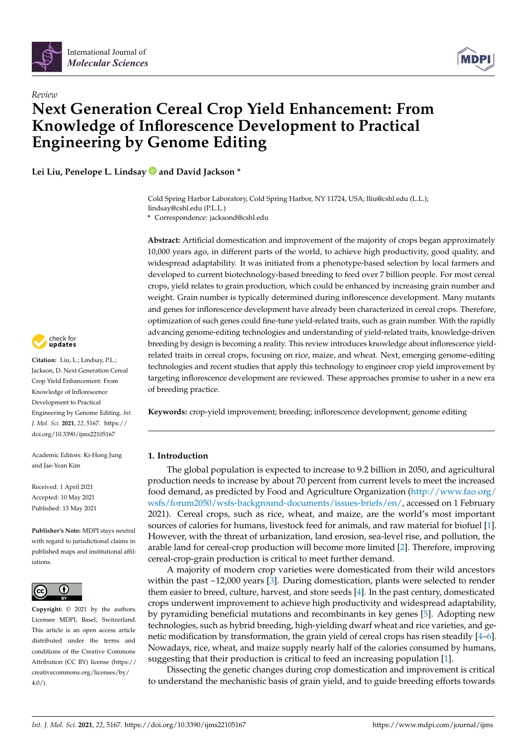*Review*

# Next Generation Cereal Crop Yield Enhancement: From Knowledge of Inflorescence Development to Practical Engineering by Genome Editing

**Lei Liu, Penelope L. Lindsay and David Jackson ***

Cold Spring Harbor Laboratory, Cold Spring Harbor, NY 11724, USA; lliu@cshl.edu (L.L.); lindsay@cshl.edu (P.L.L.)
* Correspondence: jacksond@cshl.edu

**Abstract:** Artificial domestication and improvement of the majority of crops began approximately 10,000 years ago, in different parts of the world, to achieve high productivity, good quality, and widespread adaptability. It was initiated from a phenotype-based selection by local farmers and developed to current biotechnology-based breeding to feed over 7 billion people. For most cereal crops, yield relates to grain production, which could be enhanced by increasing grain number and weight. Grain number is typically determined during inflorescence development. Many mutants and genes for inflorescence development have already been characterized in cereal crops. Therefore, optimization of such genes could fine-tune yield-related traits, such as grain number. With the rapidly advancing genome-editing technologies and understanding of yield-related traits, knowledge-driven breeding by design is becoming a reality. This review introduces knowledge about inflorescence yield-related traits in cereal crops, focusing on rice, maize, and wheat. Next, emerging genome-editing technologies and recent studies that apply this technology to engineer crop yield improvement by targeting inflorescence development are reviewed. These approaches promise to usher in a new era of breeding practice.

**Keywords:** crop-yield improvement; breeding; inflorescence development; genome editing

**Citation:** Liu, L.; Lindsay, P.L.; Jackson, D. Next Generation Cereal Crop Yield Enhancement: From Knowledge of Inflorescence Development to Practical Engineering by Genome Editing. *Int. J. Mol. Sci.* **2021**, *22*, 5167. https://doi.org/10.3390/ijms22105167

Academic Editors: Ki-Hong Jung and Jae-Yean Kim

Received: 1 April 2021
Accepted: 10 May 2021
Published: 13 May 2021

**Publisher's Note:** MDPI stays neutral with regard to jurisdictional claims in published maps and institutional affiliations.

**Copyright:** © 2021 by the authors. Licensee MDPI, Basel, Switzerland. This article is an open access article distributed under the terms and conditions of the Creative Commons Attribution (CC BY) license (https://creativecommons.org/licenses/by/4.0/).

## 1. Introduction

The global population is expected to increase to 9.2 billion in 2050, and agricultural production needs to increase by about 70 percent from current levels to meet the increased food demand, as predicted by Food and Agriculture Organization (http://www.fao.org/wsfs/forum2050/wsfs-background-documents/issues-briefs/en/, accessed on 1 February 2021). Cereal crops, such as rice, wheat, and maize, are the world's most important sources of calories for humans, livestock feed for animals, and raw material for biofuel [1]. However, with the threat of urbanization, land erosion, sea-level rise, and pollution, the arable land for cereal-crop production will become more limited [2]. Therefore, improving cereal-crop-grain production is critical to meet further demand.

A majority of modern crop varieties were domesticated from their wild ancestors within the past ~12,000 years [3]. During domestication, plants were selected to render them easier to breed, culture, harvest, and store seeds [4]. In the past century, domesticated crops underwent improvement to achieve high productivity and widespread adaptability, by pyramiding beneficial mutations and recombinants in key genes [5]. Adopting new technologies, such as hybrid breeding, high-yielding dwarf wheat and rice varieties, and genetic modification by transformation, the grain yield of cereal crops has risen steadily [4–6]. Nowadays, rice, wheat, and maize supply nearly half of the calories consumed by humans, suggesting that their production is critical to feed an increasing population [1].

Dissecting the genetic changes during crop domestication and improvement is critical to understand the mechanistic basis of grain yield, and to guide breeding efforts towards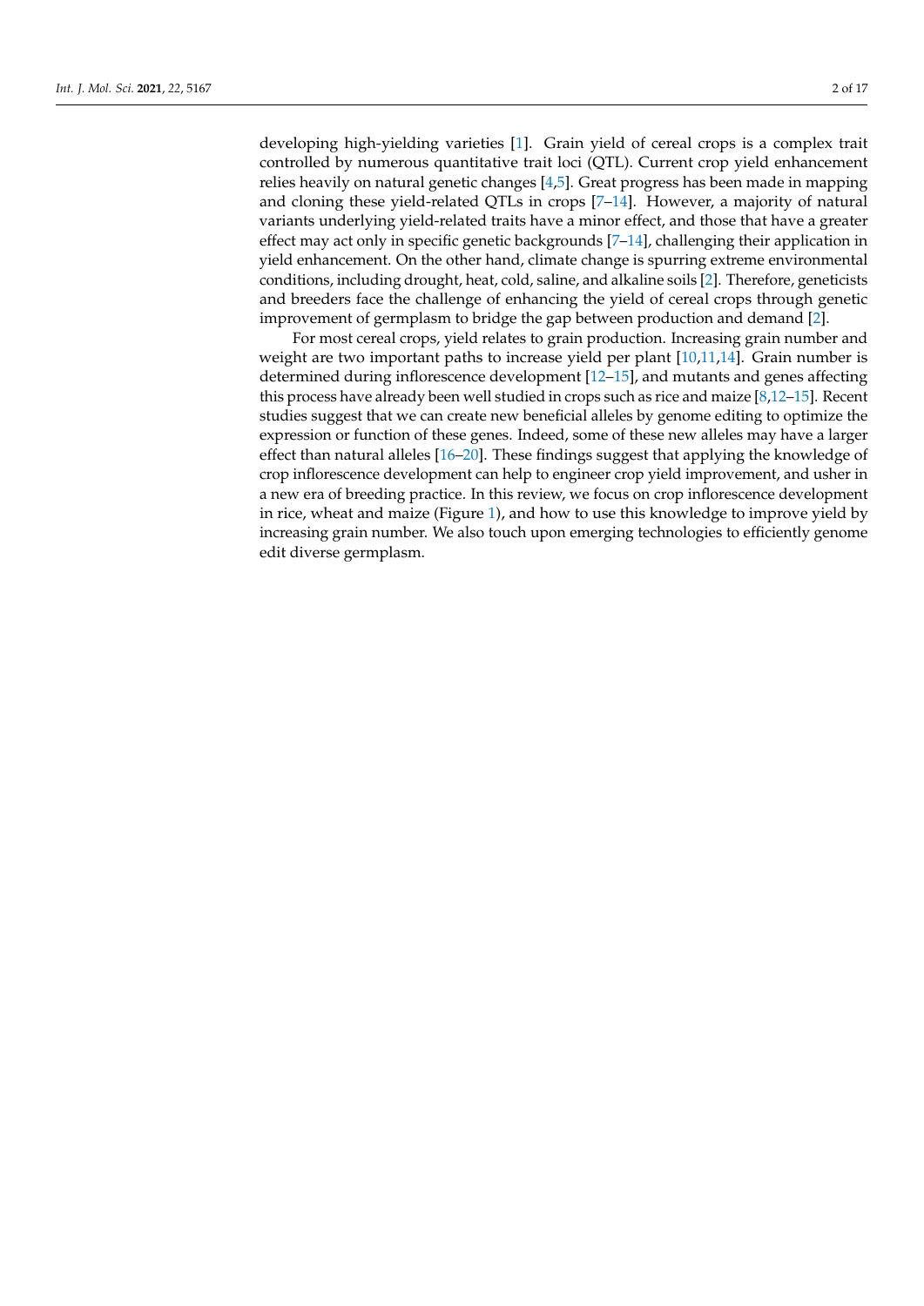developing high-yielding varieties [1]. Grain yield of cereal crops is a complex trait controlled by numerous quantitative trait loci (QTL). Current crop yield enhancement relies heavily on natural genetic changes [4,5]. Great progress has been made in mapping and cloning these yield-related QTLs in crops [7–14]. However, a majority of natural variants underlying yield-related traits have a minor effect, and those that have a greater effect may act only in specific genetic backgrounds [7–14], challenging their application in yield enhancement. On the other hand, climate change is spurring extreme environmental conditions, including drought, heat, cold, saline, and alkaline soils [2]. Therefore, geneticists and breeders face the challenge of enhancing the yield of cereal crops through genetic improvement of germplasm to bridge the gap between production and demand [2].

For most cereal crops, yield relates to grain production. Increasing grain number and weight are two important paths to increase yield per plant [10,11,14]. Grain number is determined during inflorescence development [12–15], and mutants and genes affecting this process have already been well studied in crops such as rice and maize [8,12–15]. Recent studies suggest that we can create new beneficial alleles by genome editing to optimize the expression or function of these genes. Indeed, some of these new alleles may have a larger effect than natural alleles [16–20]. These findings suggest that applying the knowledge of crop inflorescence development can help to engineer crop yield improvement, and usher in a new era of breeding practice. In this review, we focus on crop inflorescence development in rice, wheat and maize (Figure 1), and how to use this knowledge to improve yield by increasing grain number. We also touch upon emerging technologies to efficiently genome edit diverse germplasm.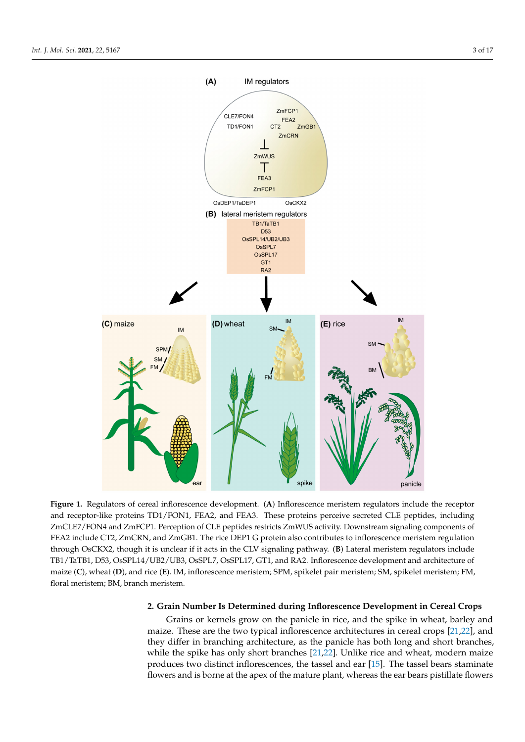**Figure 1.** Regulators of cereal inflorescence development. (**A**) Inflorescence meristem regulators include the receptor and receptor-like proteins TD1/FON1, FEA2, and FEA3. These proteins perceive secreted CLE peptides, including ZmCLE7/FON4 and ZmFCP1. Perception of CLE peptides restricts ZmWUS activity. Downstream signaling components of FEA2 include CT2, ZmCRN, and ZmGB1. The rice DEP1 G protein also contributes to inflorescence meristem regulation through OsCKX2, though it is unclear if it acts in the CLV signaling pathway. (**B**) Lateral meristem regulators include TB1/TaTB1, D53, OsSPL14/UB2/UB3, OsSPL7, OsSPL17, GT1, and RA2. Inflorescence development and architecture of maize (**C**), wheat (**D**), and rice (**E**). IM, inflorescence meristem; SPM, spikelet pair meristem; SM, spikelet meristem; FM, floral meristem; BM, branch meristem.

## 2. Grain Number Is Determined during Inflorescence Development in Cereal Crops

Grains or kernels grow on the panicle in rice, and the spike in wheat, barley and maize. These are the two typical inflorescence architectures in cereal crops [21,22], and they differ in branching architecture, as the panicle has both long and short branches, while the spike has only short branches [21,22]. Unlike rice and wheat, modern maize produces two distinct inflorescences, the tassel and ear [15]. The tassel bears staminate flowers and is borne at the apex of the mature plant, whereas the ear bears pistillate flowers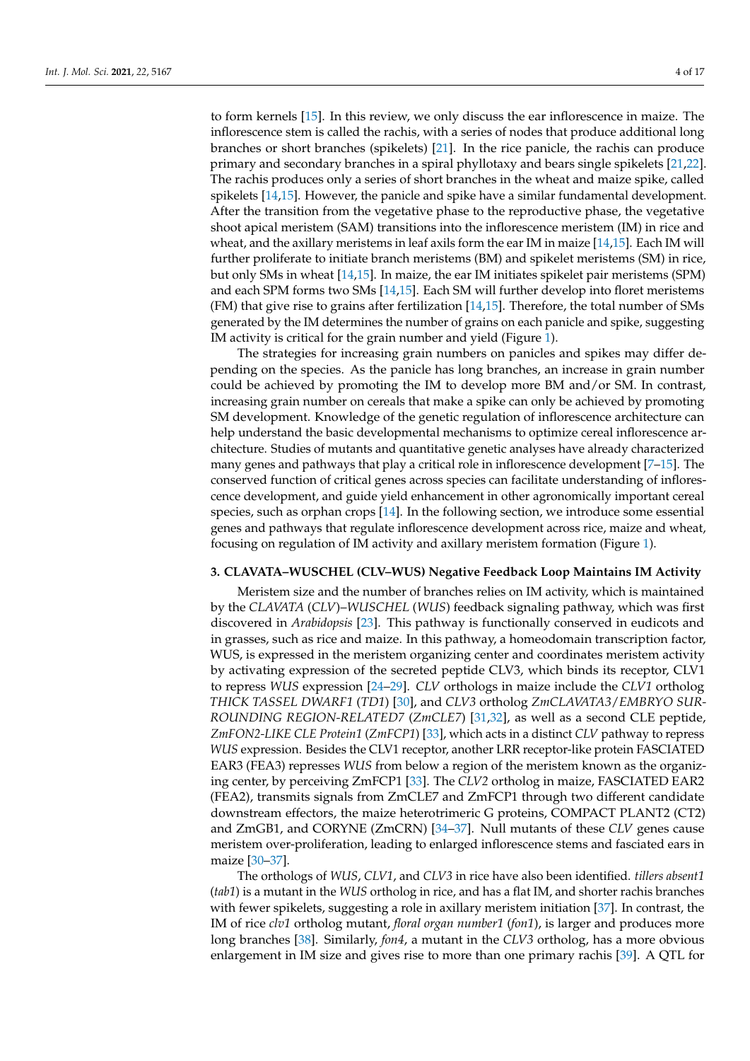to form kernels [15]. In this review, we only discuss the ear inflorescence in maize. The inflorescence stem is called the rachis, with a series of nodes that produce additional long branches or short branches (spikelets) [21]. In the rice panicle, the rachis can produce primary and secondary branches in a spiral phyllotaxy and bears single spikelets [21,22]. The rachis produces only a series of short branches in the wheat and maize spike, called spikelets [14,15]. However, the panicle and spike have a similar fundamental development. After the transition from the vegetative phase to the reproductive phase, the vegetative shoot apical meristem (SAM) transitions into the inflorescence meristem (IM) in rice and wheat, and the axillary meristems in leaf axils form the ear IM in maize [14,15]. Each IM will further proliferate to initiate branch meristems (BM) and spikelet meristems (SM) in rice, but only SMs in wheat [14,15]. In maize, the ear IM initiates spikelet pair meristems (SPM) and each SPM forms two SMs [14,15]. Each SM will further develop into floret meristems (FM) that give rise to grains after fertilization [14,15]. Therefore, the total number of SMs generated by the IM determines the number of grains on each panicle and spike, suggesting IM activity is critical for the grain number and yield (Figure 1).

The strategies for increasing grain numbers on panicles and spikes may differ depending on the species. As the panicle has long branches, an increase in grain number could be achieved by promoting the IM to develop more BM and/or SM. In contrast, increasing grain number on cereals that make a spike can only be achieved by promoting SM development. Knowledge of the genetic regulation of inflorescence architecture can help understand the basic developmental mechanisms to optimize cereal inflorescence architecture. Studies of mutants and quantitative genetic analyses have already characterized many genes and pathways that play a critical role in inflorescence development [7–15]. The conserved function of critical genes across species can facilitate understanding of inflorescence development, and guide yield enhancement in other agronomically important cereal species, such as orphan crops [14]. In the following section, we introduce some essential genes and pathways that regulate inflorescence development across rice, maize and wheat, focusing on regulation of IM activity and axillary meristem formation (Figure 1).

## 3. CLAVATA–WUSCHEL (CLV–WUS) Negative Feedback Loop Maintains IM Activity

Meristem size and the number of branches relies on IM activity, which is maintained by the *CLAVATA* (*CLV*)–*WUSCHEL* (*WUS*) feedback signaling pathway, which was first discovered in *Arabidopsis* [23]. This pathway is functionally conserved in eudicots and in grasses, such as rice and maize. In this pathway, a homeodomain transcription factor, WUS, is expressed in the meristem organizing center and coordinates meristem activity by activating expression of the secreted peptide CLV3, which binds its receptor, CLV1 to repress *WUS* expression [24–29]. *CLV* orthologs in maize include the *CLV1* ortholog *THICK TASSEL DWARF1* (*TD1*) [30], and *CLV3* ortholog *ZmCLAVATA3/EMBRYO SURROUNDING REGION-RELATED7* (*ZmCLE7*) [31,32], as well as a second CLE peptide, *ZmFON2-LIKE CLE Protein1* (*ZmFCP1*) [33], which acts in a distinct *CLV* pathway to repress *WUS* expression. Besides the CLV1 receptor, another LRR receptor-like protein FASCIATED EAR3 (FEA3) represses *WUS* from below a region of the meristem known as the organizing center, by perceiving ZmFCP1 [33]. The *CLV2* ortholog in maize, FASCIATED EAR2 (FEA2), transmits signals from ZmCLE7 and ZmFCP1 through two different candidate downstream effectors, the maize heterotrimeric G proteins, COMPACT PLANT2 (CT2) and ZmGB1, and CORYNE (ZmCRN) [34–37]. Null mutants of these *CLV* genes cause meristem over-proliferation, leading to enlarged inflorescence stems and fasciated ears in maize [30–37].

The orthologs of *WUS*, *CLV1*, and *CLV3* in rice have also been identified. *tillers absent1* (*tab1*) is a mutant in the *WUS* ortholog in rice, and has a flat IM, and shorter rachis branches with fewer spikelets, suggesting a role in axillary meristem initiation [37]. In contrast, the IM of rice *clv1* ortholog mutant, *floral organ number1* (*fon1*), is larger and produces more long branches [38]. Similarly, *fon4*, a mutant in the *CLV3* ortholog, has a more obvious enlargement in IM size and gives rise to more than one primary rachis [39]. A QTL for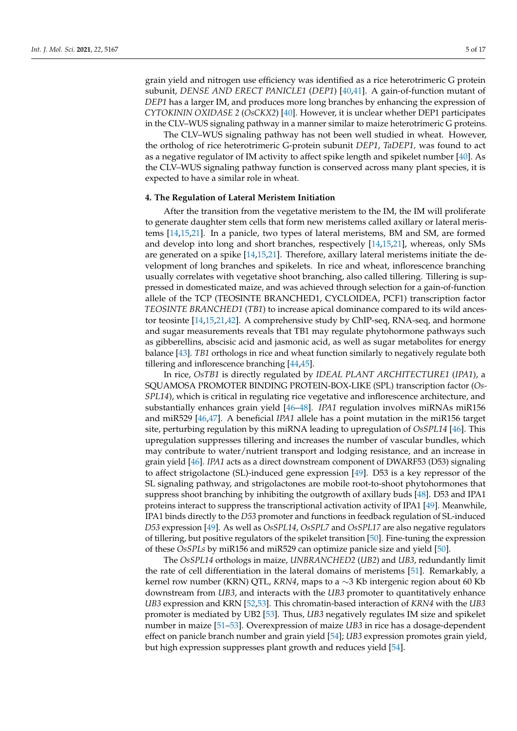grain yield and nitrogen use efficiency was identified as a rice heterotrimeric G protein subunit, *DENSE AND ERECT PANICLE1* (*DEP1*) [40,41]. A gain-of-function mutant of *DEP1* has a larger IM, and produces more long branches by enhancing the expression of *CYTOKININ OXIDASE 2* (*OsCKX2*) [40]. However, it is unclear whether DEP1 participates in the CLV–WUS signaling pathway in a manner similar to maize heterotrimeric G proteins.

The CLV–WUS signaling pathway has not been well studied in wheat. However, the ortholog of rice heterotrimeric G-protein subunit *DEP1*, *TaDEP1,* was found to act as a negative regulator of IM activity to affect spike length and spikelet number [40]. As the CLV–WUS signaling pathway function is conserved across many plant species, it is expected to have a similar role in wheat.

## 4. The Regulation of Lateral Meristem Initiation

After the transition from the vegetative meristem to the IM, the IM will proliferate to generate daughter stem cells that form new meristems called axillary or lateral meristems [14,15,21]. In a panicle, two types of lateral meristems, BM and SM, are formed and develop into long and short branches, respectively [14,15,21], whereas, only SMs are generated on a spike [14,15,21]. Therefore, axillary lateral meristems initiate the development of long branches and spikelets. In rice and wheat, inflorescence branching usually correlates with vegetative shoot branching, also called tillering. Tillering is suppressed in domesticated maize, and was achieved through selection for a gain-of-function allele of the TCP (TEOSINTE BRANCHED1, CYCLOIDEA, PCF1) transcription factor *TEOSINTE BRANCHED1* (*TB1*) to increase apical dominance compared to its wild ancestor teosinte [14,15,21,42]. A comprehensive study by ChIP-seq, RNA-seq, and hormone and sugar measurements reveals that TB1 may regulate phytohormone pathways such as gibberellins, abscisic acid and jasmonic acid, as well as sugar metabolites for energy balance [43]. *TB1* orthologs in rice and wheat function similarly to negatively regulate both tillering and inflorescence branching [44,45].

In rice, *OsTB1* is directly regulated by *IDEAL PLANT ARCHITECTURE1* (*IPA1*), a SQUAMOSA PROMOTER BINDING PROTEIN-BOX-LIKE (SPL) transcription factor (*OsSPL14*), which is critical in regulating rice vegetative and inflorescence architecture, and substantially enhances grain yield [46–48]. *IPA1* regulation involves miRNAs miR156 and miR529 [46,47]. A beneficial *IPA1* allele has a point mutation in the miR156 target site, perturbing regulation by this miRNA leading to upregulation of *OsSPL14* [46]. This upregulation suppresses tillering and increases the number of vascular bundles, which may contribute to water/nutrient transport and lodging resistance, and an increase in grain yield [46]. *IPA1* acts as a direct downstream component of DWARF53 (D53) signaling to affect strigolactone (SL)-induced gene expression [49]. D53 is a key repressor of the SL signaling pathway, and strigolactones are mobile root-to-shoot phytohormones that suppress shoot branching by inhibiting the outgrowth of axillary buds [48]. D53 and IPA1 proteins interact to suppress the transcriptional activation activity of IPA1 [49]. Meanwhile, IPA1 binds directly to the *D53* promoter and functions in feedback regulation of SL-induced *D53* expression [49]. As well as *OsSPL14*, *OsSPL7* and *OsSPL17* are also negative regulators of tillering, but positive regulators of the spikelet transition [50]. Fine-tuning the expression of these *OsSPLs* by miR156 and miR529 can optimize panicle size and yield [50].

The *OsSPL14* orthologs in maize, *UNBRANCHED2* (*UB2*) and *UB3*, redundantly limit the rate of cell differentiation in the lateral domains of meristems [51]. Remarkably, a kernel row number (KRN) QTL, *KRN4*, maps to a ∼3 Kb intergenic region about 60 Kb downstream from *UB3*, and interacts with the *UB3* promoter to quantitatively enhance *UB3* expression and KRN [52,53]. This chromatin-based interaction of *KRN4* with the *UB3* promoter is mediated by UB2 [53]. Thus, *UB3* negatively regulates IM size and spikelet number in maize [51–53]. Overexpression of maize *UB3* in rice has a dosage-dependent effect on panicle branch number and grain yield [54]; *UB3* expression promotes grain yield, but high expression suppresses plant growth and reduces yield [54].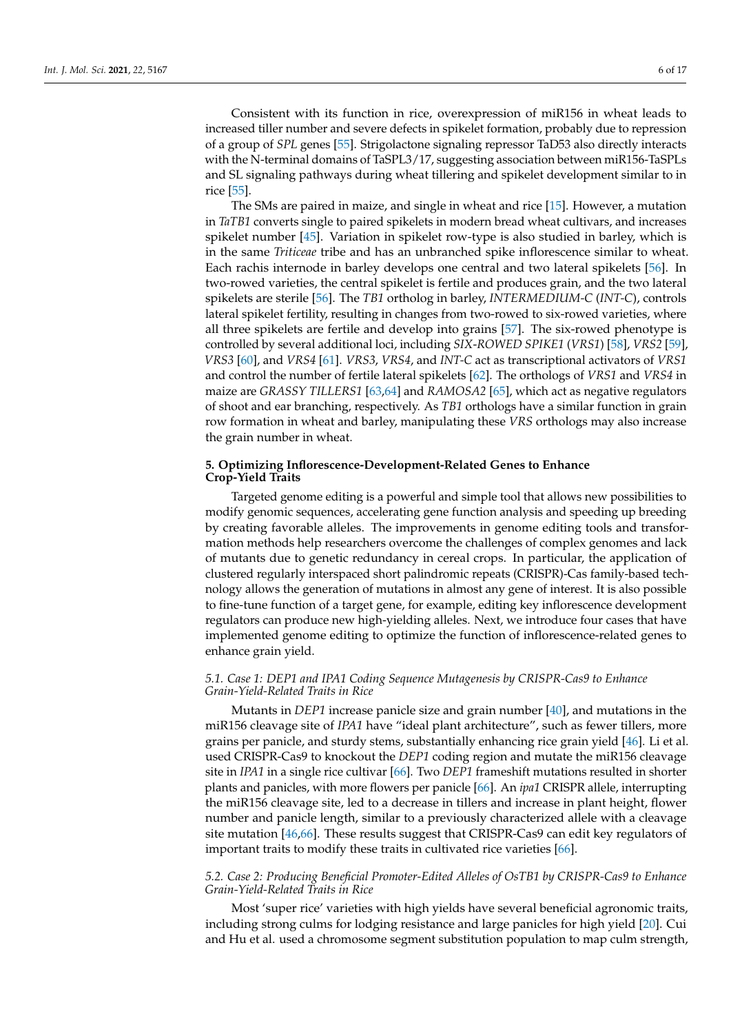Consistent with its function in rice, overexpression of miR156 in wheat leads to increased tiller number and severe defects in spikelet formation, probably due to repression of a group of *SPL* genes [55]. Strigolactone signaling repressor TaD53 also directly interacts with the N-terminal domains of TaSPL3/17, suggesting association between miR156-TaSPLs and SL signaling pathways during wheat tillering and spikelet development similar to in rice [55].

The SMs are paired in maize, and single in wheat and rice [15]. However, a mutation in *TaTB1* converts single to paired spikelets in modern bread wheat cultivars, and increases spikelet number [45]. Variation in spikelet row-type is also studied in barley, which is in the same *Triticeae* tribe and has an unbranched spike inflorescence similar to wheat. Each rachis internode in barley develops one central and two lateral spikelets [56]. In two-rowed varieties, the central spikelet is fertile and produces grain, and the two lateral spikelets are sterile [56]. The *TB1* ortholog in barley, *INTERMEDIUM-C* (*INT-C*), controls lateral spikelet fertility, resulting in changes from two-rowed to six-rowed varieties, where all three spikelets are fertile and develop into grains [57]. The six-rowed phenotype is controlled by several additional loci, including *SIX-ROWED SPIKE1* (*VRS1*) [58], *VRS2* [59], *VRS3* [60], and *VRS4* [61]. *VRS3*, *VRS4*, and *INT-C* act as transcriptional activators of *VRS1* and control the number of fertile lateral spikelets [62]. The orthologs of *VRS1* and *VRS4* in maize are *GRASSY TILLERS1* [63,64] and *RAMOSA2* [65], which act as negative regulators of shoot and ear branching, respectively. As *TB1* orthologs have a similar function in grain row formation in wheat and barley, manipulating these *VRS* orthologs may also increase the grain number in wheat.

## 5. Optimizing Inflorescence-Development-Related Genes to Enhance Crop-Yield Traits

Targeted genome editing is a powerful and simple tool that allows new possibilities to modify genomic sequences, accelerating gene function analysis and speeding up breeding by creating favorable alleles. The improvements in genome editing tools and transformation methods help researchers overcome the challenges of complex genomes and lack of mutants due to genetic redundancy in cereal crops. In particular, the application of clustered regularly interspaced short palindromic repeats (CRISPR)-Cas family-based technology allows the generation of mutations in almost any gene of interest. It is also possible to fine-tune function of a target gene, for example, editing key inflorescence development regulators can produce new high-yielding alleles. Next, we introduce four cases that have implemented genome editing to optimize the function of inflorescence-related genes to enhance grain yield.

### *5.1. Case 1: DEP1 and IPA1 Coding Sequence Mutagenesis by CRISPR-Cas9 to Enhance Grain-Yield-Related Traits in Rice*

Mutants in *DEP1* increase panicle size and grain number [40], and mutations in the miR156 cleavage site of *IPA1* have "ideal plant architecture", such as fewer tillers, more grains per panicle, and sturdy stems, substantially enhancing rice grain yield [46]. Li et al. used CRISPR-Cas9 to knockout the *DEP1* coding region and mutate the miR156 cleavage site in *IPA1* in a single rice cultivar [66]. Two *DEP1* frameshift mutations resulted in shorter plants and panicles, with more flowers per panicle [66]. An *ipa1* CRISPR allele, interrupting the miR156 cleavage site, led to a decrease in tillers and increase in plant height, flower number and panicle length, similar to a previously characterized allele with a cleavage site mutation [46,66]. These results suggest that CRISPR-Cas9 can edit key regulators of important traits to modify these traits in cultivated rice varieties [66].

### *5.2. Case 2: Producing Beneficial Promoter-Edited Alleles of OsTB1 by CRISPR-Cas9 to Enhance Grain-Yield-Related Traits in Rice*

Most 'super rice' varieties with high yields have several beneficial agronomic traits, including strong culms for lodging resistance and large panicles for high yield [20]. Cui and Hu et al. used a chromosome segment substitution population to map culm strength,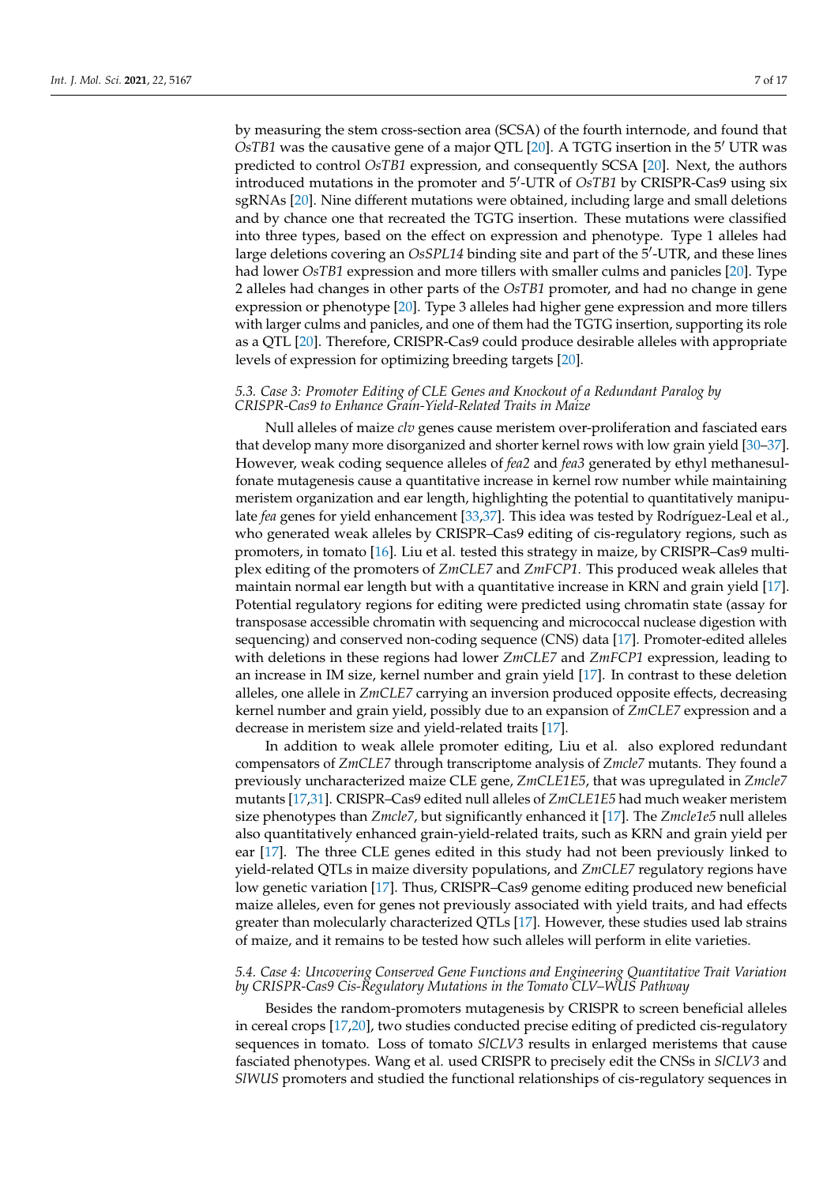by measuring the stem cross-section area (SCSA) of the fourth internode, and found that *OsTB1* was the causative gene of a major QTL [20]. A TGTG insertion in the 5′ UTR was predicted to control *OsTB1* expression, and consequently SCSA [20]. Next, the authors introduced mutations in the promoter and 5′-UTR of *OsTB1* by CRISPR–Cas9 using six sgRNAs [20]. Nine different mutations were obtained, including large and small deletions and by chance one that recreated the TGTG insertion. These mutations were classified into three types, based on the effect on expression and phenotype. Type 1 alleles had large deletions covering an *OsSPL14* binding site and part of the 5′-UTR, and these lines had lower *OsTB1* expression and more tillers with smaller culms and panicles [20]. Type 2 alleles had changes in other parts of the *OsTB1* promoter, and had no change in gene expression or phenotype [20]. Type 3 alleles had higher gene expression and more tillers with larger culms and panicles, and one of them had the TGTG insertion, supporting its role as a QTL [20]. Therefore, CRISPR-Cas9 could produce desirable alleles with appropriate levels of expression for optimizing breeding targets [20].

### 5.3. Case 3: Promoter Editing of CLE Genes and Knockout of a Redundant Paralog by CRISPR-Cas9 to Enhance Grain-Yield-Related Traits in Maize

Null alleles of maize *clv* genes cause meristem over-proliferation and fasciated ears that develop many more disorganized and shorter kernel rows with low grain yield [30–37]. However, weak coding sequence alleles of *fea2* and *fea3* generated by ethyl methanesulfonate mutagenesis cause a quantitative increase in kernel row number while maintaining meristem organization and ear length, highlighting the potential to quantitatively manipulate *fea* genes for yield enhancement [33,37]. This idea was tested by Rodríguez-Leal et al., who generated weak alleles by CRISPR–Cas9 editing of cis-regulatory regions, such as promoters, in tomato [16]. Liu et al. tested this strategy in maize, by CRISPR–Cas9 multiplex editing of the promoters of *ZmCLE7* and *ZmFCP1.* This produced weak alleles that maintain normal ear length but with a quantitative increase in KRN and grain yield [17]. Potential regulatory regions for editing were predicted using chromatin state (assay for transposase accessible chromatin with sequencing and micrococcal nuclease digestion with sequencing) and conserved non-coding sequence (CNS) data [17]. Promoter-edited alleles with deletions in these regions had lower *ZmCLE7* and *ZmFCP1* expression, leading to an increase in IM size, kernel number and grain yield [17]. In contrast to these deletion alleles, one allele in *ZmCLE7* carrying an inversion produced opposite effects, decreasing kernel number and grain yield, possibly due to an expansion of *ZmCLE7* expression and a decrease in meristem size and yield-related traits [17].

In addition to weak allele promoter editing, Liu et al. also explored redundant compensators of *ZmCLE7* through transcriptome analysis of *Zmcle7* mutants. They found a previously uncharacterized maize CLE gene, *ZmCLE1E5*, that was upregulated in *Zmcle7* mutants [17,31]. CRISPR–Cas9 edited null alleles of *ZmCLE1E5* had much weaker meristem size phenotypes than *Zmcle7*, but significantly enhanced it [17]. The *Zmcle1e5* null alleles also quantitatively enhanced grain-yield-related traits, such as KRN and grain yield per ear [17]. The three CLE genes edited in this study had not been previously linked to yield-related QTLs in maize diversity populations, and *ZmCLE7* regulatory regions have low genetic variation [17]. Thus, CRISPR–Cas9 genome editing produced new beneficial maize alleles, even for genes not previously associated with yield traits, and had effects greater than molecularly characterized QTLs [17]. However, these studies used lab strains of maize, and it remains to be tested how such alleles will perform in elite varieties.

### 5.4. Case 4: Uncovering Conserved Gene Functions and Engineering Quantitative Trait Variation by CRISPR-Cas9 Cis-Regulatory Mutations in the Tomato CLV–WUS Pathway

Besides the random-promoters mutagenesis by CRISPR to screen beneficial alleles in cereal crops [17,20], two studies conducted precise editing of predicted cis-regulatory sequences in tomato. Loss of tomato *SlCLV3* results in enlarged meristems that cause fasciated phenotypes. Wang et al. used CRISPR to precisely edit the CNSs in *SlCLV3* and *SlWUS* promoters and studied the functional relationships of cis-regulatory sequences in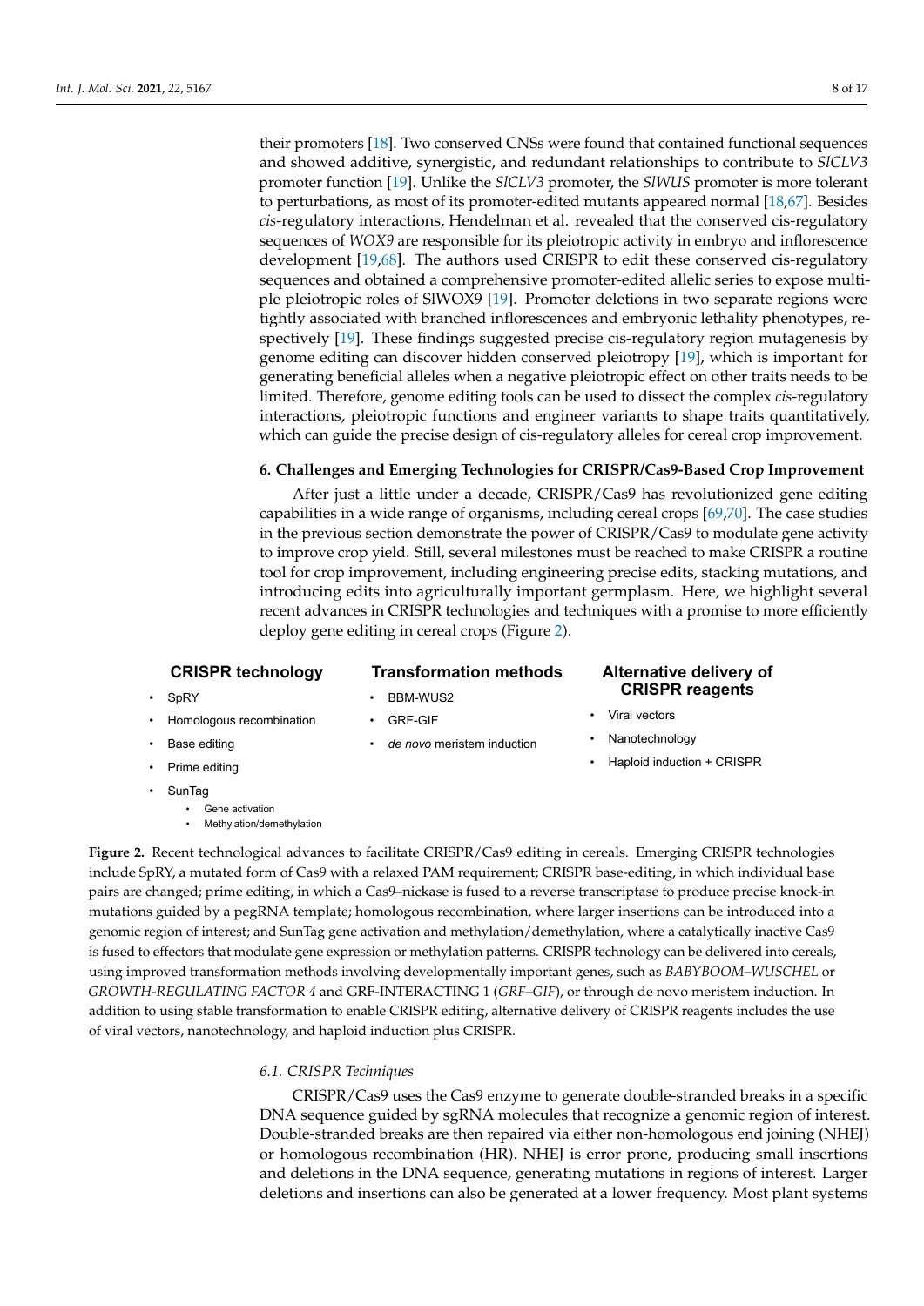their promoters [18]. Two conserved CNSs were found that contained functional sequences and showed additive, synergistic, and redundant relationships to contribute to *SlCLV3* promoter function [19]. Unlike the *SlCLV3* promoter, the *SlWUS* promoter is more tolerant to perturbations, as most of its promoter-edited mutants appeared normal [18,67]. Besides *cis*-regulatory interactions, Hendelman et al. revealed that the conserved cis-regulatory sequences of *WOX9* are responsible for its pleiotropic activity in embryo and inflorescence development [19,68]. The authors used CRISPR to edit these conserved cis-regulatory sequences and obtained a comprehensive promoter-edited allelic series to expose multiple pleiotropic roles of SlWOX9 [19]. Promoter deletions in two separate regions were tightly associated with branched inflorescences and embryonic lethality phenotypes, respectively [19]. These findings suggested precise cis-regulatory region mutagenesis by genome editing can discover hidden conserved pleiotropy [19], which is important for generating beneficial alleles when a negative pleiotropic effect on other traits needs to be limited. Therefore, genome editing tools can be used to dissect the complex *cis*-regulatory interactions, pleiotropic functions and engineer variants to shape traits quantitatively, which can guide the precise design of cis-regulatory alleles for cereal crop improvement.

## 6. Challenges and Emerging Technologies for CRISPR/Cas9-Based Crop Improvement

After just a little under a decade, CRISPR/Cas9 has revolutionized gene editing capabilities in a wide range of organisms, including cereal crops [69,70]. The case studies in the previous section demonstrate the power of CRISPR/Cas9 to modulate gene activity to improve crop yield. Still, several milestones must be reached to make CRISPR a routine tool for crop improvement, including engineering precise edits, stacking mutations, and introducing edits into agriculturally important germplasm. Here, we highlight several recent advances in CRISPR technologies and techniques with a promise to more efficiently deploy gene editing in cereal crops (Figure 2).

**CRISPR technology**
- SpRY
- Homologous recombination
- Base editing
- Prime editing
- SunTag
  - Gene activation
  - Methylation/demethylation

**Transformation methods**
- BBM-WUS2
- GRF-GIF
- *de novo* meristem induction

**Alternative delivery of CRISPR reagents**
- Viral vectors
- Nanotechnology
- Haploid induction + CRISPR

**Figure 2.** Recent technological advances to facilitate CRISPR/Cas9 editing in cereals. Emerging CRISPR technologies include SpRY, a mutated form of Cas9 with a relaxed PAM requirement; CRISPR base-editing, in which individual base pairs are changed; prime editing, in which a Cas9–nickase is fused to a reverse transcriptase to produce precise knock-in mutations guided by a pegRNA template; homologous recombination, where larger insertions can be introduced into a genomic region of interest; and SunTag gene activation and methylation/demethylation, where a catalytically inactive Cas9 is fused to effectors that modulate gene expression or methylation patterns. CRISPR technology can be delivered into cereals, using improved transformation methods involving developmentally important genes, such as *BABYBOOM–WUSCHEL* or *GROWTH-REGULATING FACTOR 4* and GRF-INTERACTING 1 (*GRF–GIF*), or through de novo meristem induction. In addition to using stable transformation to enable CRISPR editing, alternative delivery of CRISPR reagents includes the use of viral vectors, nanotechnology, and haploid induction plus CRISPR.

### 6.1. CRISPR Techniques

CRISPR/Cas9 uses the Cas9 enzyme to generate double-stranded breaks in a specific DNA sequence guided by sgRNA molecules that recognize a genomic region of interest. Double-stranded breaks are then repaired via either non-homologous end joining (NHEJ) or homologous recombination (HR). NHEJ is error prone, producing small insertions and deletions in the DNA sequence, generating mutations in regions of interest. Larger deletions and insertions can also be generated at a lower frequency. Most plant systems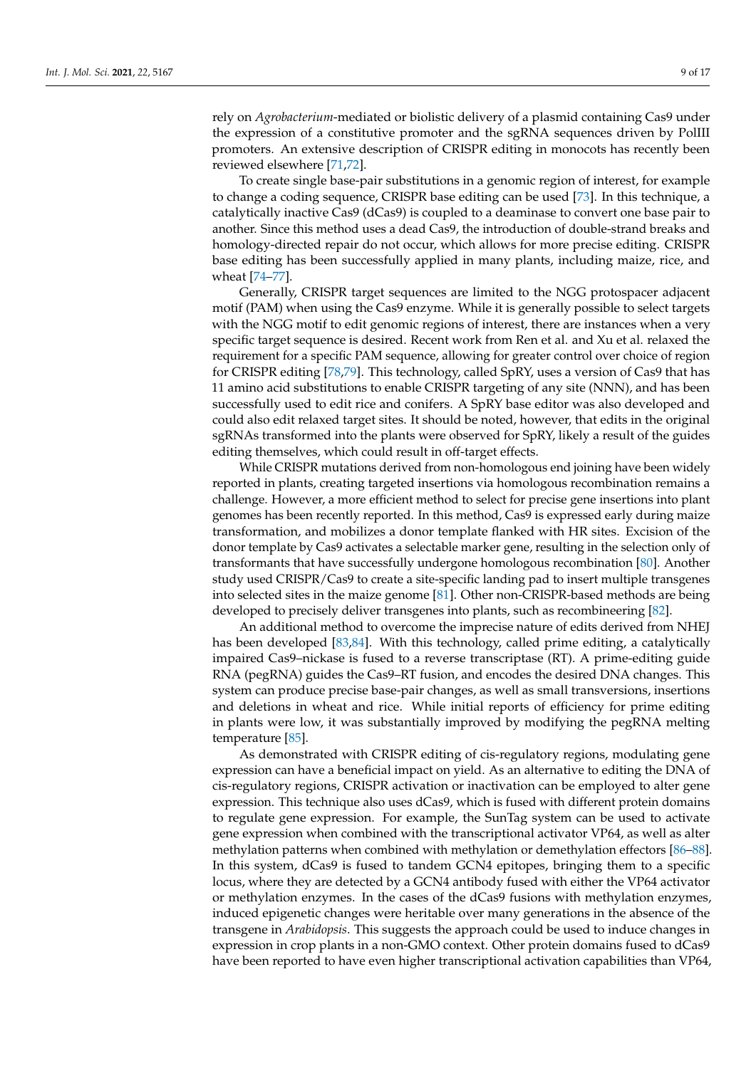rely on *Agrobacterium*-mediated or biolistic delivery of a plasmid containing Cas9 under the expression of a constitutive promoter and the sgRNA sequences driven by PolIII promoters. An extensive description of CRISPR editing in monocots has recently been reviewed elsewhere [71,72].

To create single base-pair substitutions in a genomic region of interest, for example to change a coding sequence, CRISPR base editing can be used [73]. In this technique, a catalytically inactive Cas9 (dCas9) is coupled to a deaminase to convert one base pair to another. Since this method uses a dead Cas9, the introduction of double-strand breaks and homology-directed repair do not occur, which allows for more precise editing. CRISPR base editing has been successfully applied in many plants, including maize, rice, and wheat [74–77].

Generally, CRISPR target sequences are limited to the NGG protospacer adjacent motif (PAM) when using the Cas9 enzyme. While it is generally possible to select targets with the NGG motif to edit genomic regions of interest, there are instances when a very specific target sequence is desired. Recent work from Ren et al. and Xu et al. relaxed the requirement for a specific PAM sequence, allowing for greater control over choice of region for CRISPR editing [78,79]. This technology, called SpRY, uses a version of Cas9 that has 11 amino acid substitutions to enable CRISPR targeting of any site (NNN), and has been successfully used to edit rice and conifers. A SpRY base editor was also developed and could also edit relaxed target sites. It should be noted, however, that edits in the original sgRNAs transformed into the plants were observed for SpRY, likely a result of the guides editing themselves, which could result in off-target effects.

While CRISPR mutations derived from non-homologous end joining have been widely reported in plants, creating targeted insertions via homologous recombination remains a challenge. However, a more efficient method to select for precise gene insertions into plant genomes has been recently reported. In this method, Cas9 is expressed early during maize transformation, and mobilizes a donor template flanked with HR sites. Excision of the donor template by Cas9 activates a selectable marker gene, resulting in the selection only of transformants that have successfully undergone homologous recombination [80]. Another study used CRISPR/Cas9 to create a site-specific landing pad to insert multiple transgenes into selected sites in the maize genome [81]. Other non-CRISPR-based methods are being developed to precisely deliver transgenes into plants, such as recombineering [82].

An additional method to overcome the imprecise nature of edits derived from NHEJ has been developed [83,84]. With this technology, called prime editing, a catalytically impaired Cas9–nickase is fused to a reverse transcriptase (RT). A prime-editing guide RNA (pegRNA) guides the Cas9–RT fusion, and encodes the desired DNA changes. This system can produce precise base-pair changes, as well as small transversions, insertions and deletions in wheat and rice. While initial reports of efficiency for prime editing in plants were low, it was substantially improved by modifying the pegRNA melting temperature [85].

As demonstrated with CRISPR editing of cis-regulatory regions, modulating gene expression can have a beneficial impact on yield. As an alternative to editing the DNA of cis-regulatory regions, CRISPR activation or inactivation can be employed to alter gene expression. This technique also uses dCas9, which is fused with different protein domains to regulate gene expression. For example, the SunTag system can be used to activate gene expression when combined with the transcriptional activator VP64, as well as alter methylation patterns when combined with methylation or demethylation effectors [86–88]. In this system, dCas9 is fused to tandem GCN4 epitopes, bringing them to a specific locus, where they are detected by a GCN4 antibody fused with either the VP64 activator or methylation enzymes. In the cases of the dCas9 fusions with methylation enzymes, induced epigenetic changes were heritable over many generations in the absence of the transgene in *Arabidopsis*. This suggests the approach could be used to induce changes in expression in crop plants in a non-GMO context. Other protein domains fused to dCas9 have been reported to have even higher transcriptional activation capabilities than VP64,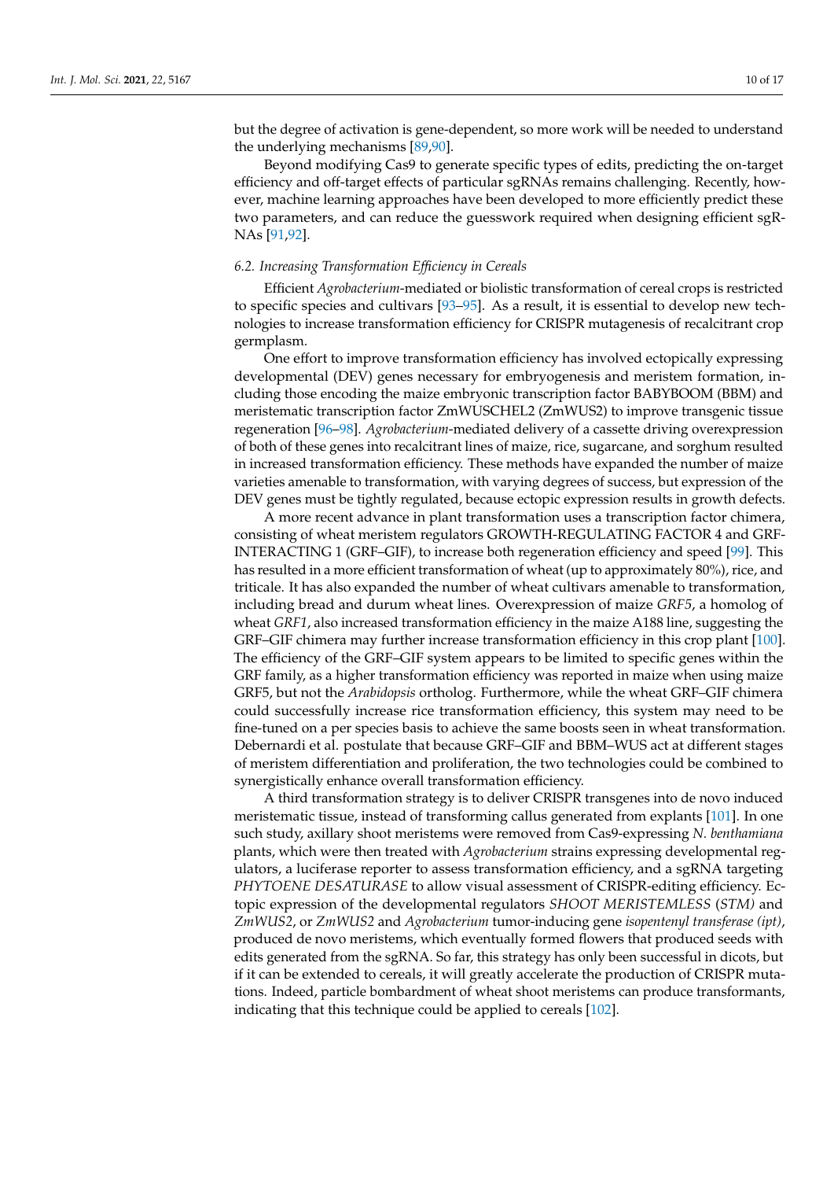but the degree of activation is gene-dependent, so more work will be needed to understand the underlying mechanisms [89,90].

Beyond modifying Cas9 to generate specific types of edits, predicting the on-target efficiency and off-target effects of particular sgRNAs remains challenging. Recently, however, machine learning approaches have been developed to more efficiently predict these two parameters, and can reduce the guesswork required when designing efficient sgRNAs [91,92].

### *6.2. Increasing Transformation Efficiency in Cereals*

Efficient *Agrobacterium*-mediated or biolistic transformation of cereal crops is restricted to specific species and cultivars [93–95]. As a result, it is essential to develop new technologies to increase transformation efficiency for CRISPR mutagenesis of recalcitrant crop germplasm.

One effort to improve transformation efficiency has involved ectopically expressing developmental (DEV) genes necessary for embryogenesis and meristem formation, including those encoding the maize embryonic transcription factor BABYBOOM (BBM) and meristematic transcription factor ZmWUSCHEL2 (ZmWUS2) to improve transgenic tissue regeneration [96–98]. *Agrobacterium*-mediated delivery of a cassette driving overexpression of both of these genes into recalcitrant lines of maize, rice, sugarcane, and sorghum resulted in increased transformation efficiency. These methods have expanded the number of maize varieties amenable to transformation, with varying degrees of success, but expression of the DEV genes must be tightly regulated, because ectopic expression results in growth defects.

A more recent advance in plant transformation uses a transcription factor chimera, consisting of wheat meristem regulators GROWTH-REGULATING FACTOR 4 and GRF-INTERACTING 1 (GRF–GIF), to increase both regeneration efficiency and speed [99]. This has resulted in a more efficient transformation of wheat (up to approximately 80%), rice, and triticale. It has also expanded the number of wheat cultivars amenable to transformation, including bread and durum wheat lines. Overexpression of maize *GRF5*, a homolog of wheat *GRF1*, also increased transformation efficiency in the maize A188 line, suggesting the GRF–GIF chimera may further increase transformation efficiency in this crop plant [100]. The efficiency of the GRF–GIF system appears to be limited to specific genes within the GRF family, as a higher transformation efficiency was reported in maize when using maize GRF5, but not the *Arabidopsis* ortholog. Furthermore, while the wheat GRF–GIF chimera could successfully increase rice transformation efficiency, this system may need to be fine-tuned on a per species basis to achieve the same boosts seen in wheat transformation. Debernardi et al. postulate that because GRF–GIF and BBM–WUS act at different stages of meristem differentiation and proliferation, the two technologies could be combined to synergistically enhance overall transformation efficiency.

A third transformation strategy is to deliver CRISPR transgenes into de novo induced meristematic tissue, instead of transforming callus generated from explants [101]. In one such study, axillary shoot meristems were removed from Cas9-expressing *N. benthamiana* plants, which were then treated with *Agrobacterium* strains expressing developmental regulators, a luciferase reporter to assess transformation efficiency, and a sgRNA targeting *PHYTOENE DESATURASE* to allow visual assessment of CRISPR-editing efficiency. Ectopic expression of the developmental regulators *SHOOT MERISTEMLESS* (*STM)* and *ZmWUS2*, or *ZmWUS2* and *Agrobacterium* tumor-inducing gene *isopentenyl transferase (ipt)*, produced de novo meristems, which eventually formed flowers that produced seeds with edits generated from the sgRNA. So far, this strategy has only been successful in dicots, but if it can be extended to cereals, it will greatly accelerate the production of CRISPR mutations. Indeed, particle bombardment of wheat shoot meristems can produce transformants, indicating that this technique could be applied to cereals [102].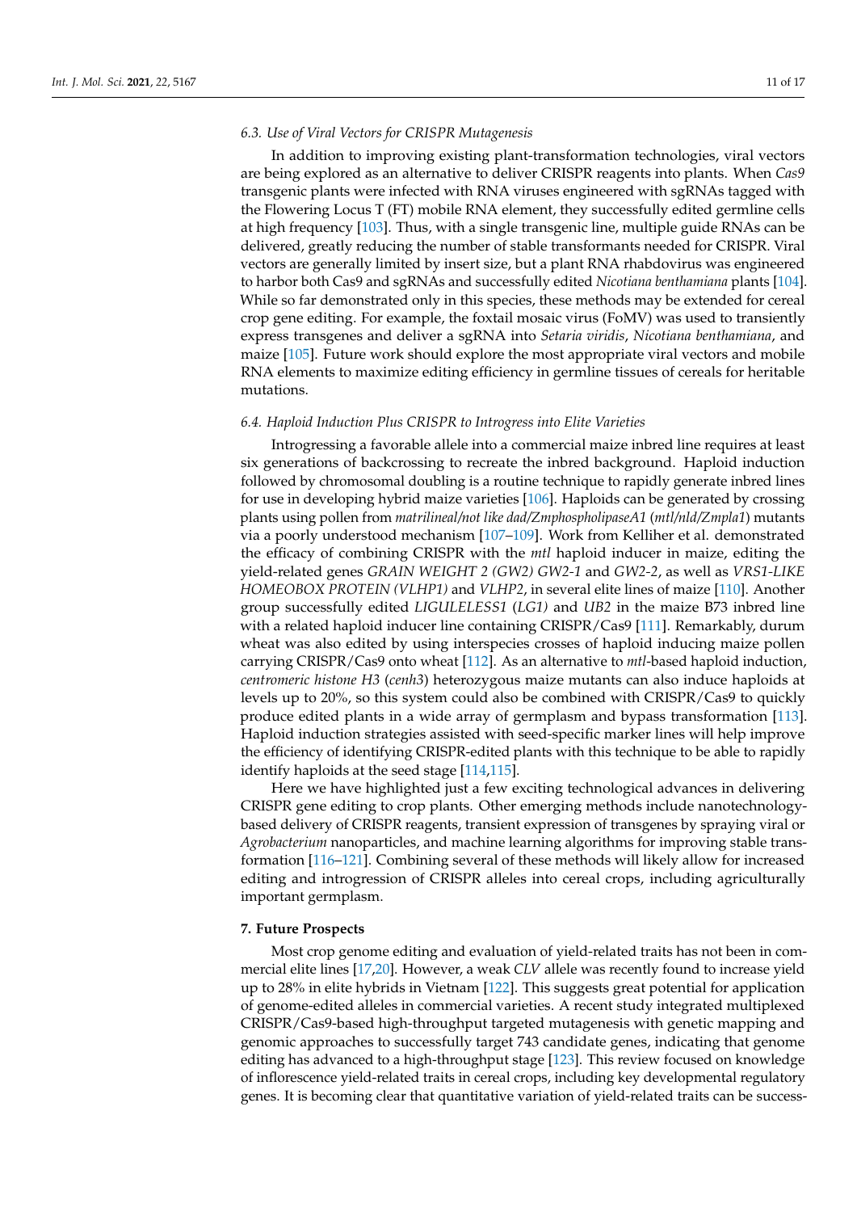### 6.3. Use of Viral Vectors for CRISPR Mutagenesis

In addition to improving existing plant-transformation technologies, viral vectors are being explored as an alternative to deliver CRISPR reagents into plants. When *Cas9* transgenic plants were infected with RNA viruses engineered with sgRNAs tagged with the Flowering Locus T (FT) mobile RNA element, they successfully edited germline cells at high frequency [103]. Thus, with a single transgenic line, multiple guide RNAs can be delivered, greatly reducing the number of stable transformants needed for CRISPR. Viral vectors are generally limited by insert size, but a plant RNA rhabdovirus was engineered to harbor both Cas9 and sgRNAs and successfully edited *Nicotiana benthamiana* plants [104]. While so far demonstrated only in this species, these methods may be extended for cereal crop gene editing. For example, the foxtail mosaic virus (FoMV) was used to transiently express transgenes and deliver a sgRNA into *Setaria viridis*, *Nicotiana benthamiana*, and maize [105]. Future work should explore the most appropriate viral vectors and mobile RNA elements to maximize editing efficiency in germline tissues of cereals for heritable mutations.

### 6.4. Haploid Induction Plus CRISPR to Introgress into Elite Varieties

Introgressing a favorable allele into a commercial maize inbred line requires at least six generations of backcrossing to recreate the inbred background. Haploid induction followed by chromosomal doubling is a routine technique to rapidly generate inbred lines for use in developing hybrid maize varieties [106]. Haploids can be generated by crossing plants using pollen from *matrilineal/not like dad/ZmphospholipaseA1* (*mtl/nld/Zmpla1*) mutants via a poorly understood mechanism [107–109]. Work from Kelliher et al. demonstrated the efficacy of combining CRISPR with the *mtl* haploid inducer in maize, editing the yield-related genes *GRAIN WEIGHT 2 (GW2) GW2-1* and *GW2-2*, as well as *VRS1-LIKE HOMEOBOX PROTEIN (VLHP1)* and *VLHP2*, in several elite lines of maize [110]. Another group successfully edited *LIGULELESS1* (*LG1)* and *UB2* in the maize B73 inbred line with a related haploid inducer line containing CRISPR/Cas9 [111]. Remarkably, durum wheat was also edited by using interspecies crosses of haploid inducing maize pollen carrying CRISPR/Cas9 onto wheat [112]. As an alternative to *mtl*-based haploid induction, *centromeric histone H3* (*cenh3*) heterozygous maize mutants can also induce haploids at levels up to 20%, so this system could also be combined with CRISPR/Cas9 to quickly produce edited plants in a wide array of germplasm and bypass transformation [113]. Haploid induction strategies assisted with seed-specific marker lines will help improve the efficiency of identifying CRISPR-edited plants with this technique to be able to rapidly identify haploids at the seed stage [114,115].

Here we have highlighted just a few exciting technological advances in delivering CRISPR gene editing to crop plants. Other emerging methods include nanotechnology-based delivery of CRISPR reagents, transient expression of transgenes by spraying viral or *Agrobacterium* nanoparticles, and machine learning algorithms for improving stable transformation [116–121]. Combining several of these methods will likely allow for increased editing and introgression of CRISPR alleles into cereal crops, including agriculturally important germplasm.

## 7. Future Prospects

Most crop genome editing and evaluation of yield-related traits has not been in commercial elite lines [17,20]. However, a weak *CLV* allele was recently found to increase yield up to 28% in elite hybrids in Vietnam [122]. This suggests great potential for application of genome-edited alleles in commercial varieties. A recent study integrated multiplexed CRISPR/Cas9-based high-throughput targeted mutagenesis with genetic mapping and genomic approaches to successfully target 743 candidate genes, indicating that genome editing has advanced to a high-throughput stage [123]. This review focused on knowledge of inflorescence yield-related traits in cereal crops, including key developmental regulatory genes. It is becoming clear that quantitative variation of yield-related traits can be success-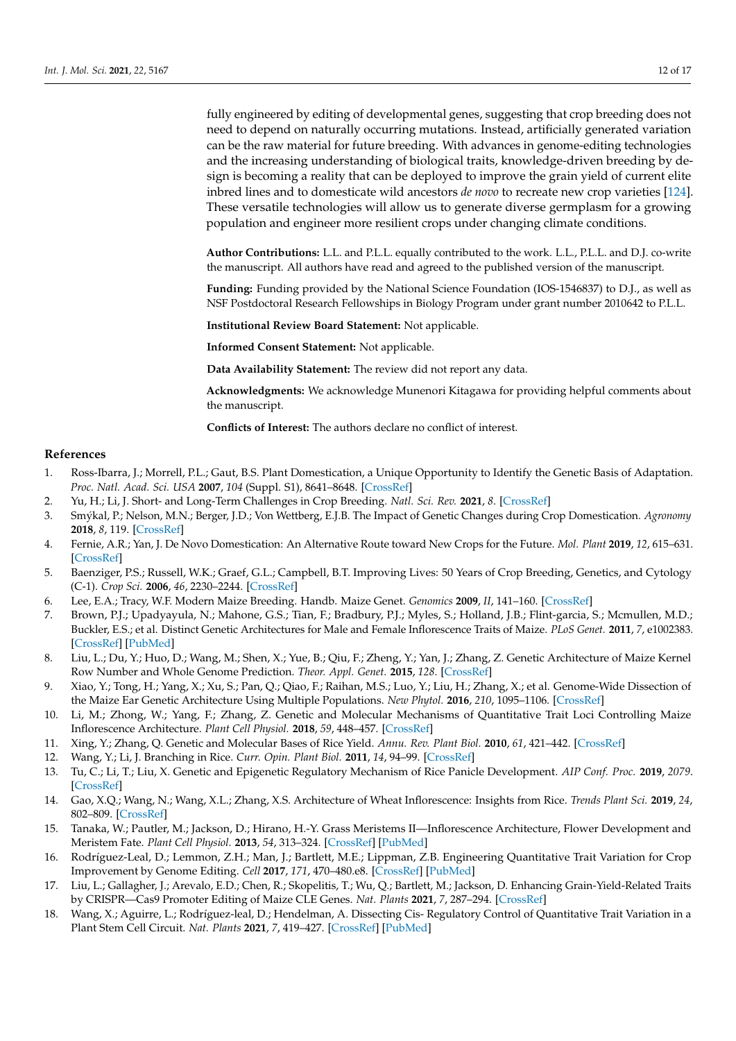fully engineered by editing of developmental genes, suggesting that crop breeding does not need to depend on naturally occurring mutations. Instead, artificially generated variation can be the raw material for future breeding. With advances in genome-editing technologies and the increasing understanding of biological traits, knowledge-driven breeding by design is becoming a reality that can be deployed to improve the grain yield of current elite inbred lines and to domesticate wild ancestors *de novo* to recreate new crop varieties [124]. These versatile technologies will allow us to generate diverse germplasm for a growing population and engineer more resilient crops under changing climate conditions.

**Author Contributions:** L.L. and P.L.L. equally contributed to the work. L.L., P.L.L. and D.J. co-write the manuscript. All authors have read and agreed to the published version of the manuscript.

**Funding:** Funding provided by the National Science Foundation (IOS-1546837) to D.J., as well as NSF Postdoctoral Research Fellowships in Biology Program under grant number 2010642 to P.L.L.

**Institutional Review Board Statement:** Not applicable.

**Informed Consent Statement:** Not applicable.

**Data Availability Statement:** The review did not report any data.

**Acknowledgments:** We acknowledge Munenori Kitagawa for providing helpful comments about the manuscript.

**Conflicts of Interest:** The authors declare no conflict of interest.

## References

1. Ross-Ibarra, J.; Morrell, P.L.; Gaut, B.S. Plant Domestication, a Unique Opportunity to Identify the Genetic Basis of Adaptation. *Proc. Natl. Acad. Sci. USA* **2007**, *104* (Suppl. S1), 8641–8648. [CrossRef]
2. Yu, H.; Li, J. Short- and Long-Term Challenges in Crop Breeding. *Natl. Sci. Rev.* **2021**, *8*. [CrossRef]
3. Smýkal, P.; Nelson, M.N.; Berger, J.D.; Von Wettberg, E.J.B. The Impact of Genetic Changes during Crop Domestication. *Agronomy* **2018**, *8*, 119. [CrossRef]
4. Fernie, A.R.; Yan, J. De Novo Domestication: An Alternative Route toward New Crops for the Future. *Mol. Plant* **2019**, *12*, 615–631. [CrossRef]
5. Baenziger, P.S.; Russell, W.K.; Graef, G.L.; Campbell, B.T. Improving Lives: 50 Years of Crop Breeding, Genetics, and Cytology (C-1). *Crop Sci.* **2006**, *46*, 2230–2244. [CrossRef]
6. Lee, E.A.; Tracy, W.F. Modern Maize Breeding. Handb. Maize Genet. *Genomics* **2009**, *II*, 141–160. [CrossRef]
7. Brown, P.J.; Upadyayula, N.; Mahone, G.S.; Tian, F.; Bradbury, P.J.; Myles, S.; Holland, J.B.; Flint-garcia, S.; Mcmullen, M.D.; Buckler, E.S.; et al. Distinct Genetic Architectures for Male and Female Inflorescence Traits of Maize. *PLoS Genet.* **2011**, *7*, e1002383. [CrossRef] [PubMed]
8. Liu, L.; Du, Y.; Huo, D.; Wang, M.; Shen, X.; Yue, B.; Qiu, F.; Zheng, Y.; Yan, J.; Zhang, Z. Genetic Architecture of Maize Kernel Row Number and Whole Genome Prediction. *Theor. Appl. Genet.* **2015**, *128*. [CrossRef]
9. Xiao, Y.; Tong, H.; Yang, X.; Xu, S.; Pan, Q.; Qiao, F.; Raihan, M.S.; Luo, Y.; Liu, H.; Zhang, X.; et al. Genome-Wide Dissection of the Maize Ear Genetic Architecture Using Multiple Populations. *New Phytol.* **2016**, *210*, 1095–1106. [CrossRef]
10. Li, M.; Zhong, W.; Yang, F.; Zhang, Z. Genetic and Molecular Mechanisms of Quantitative Trait Loci Controlling Maize Inflorescence Architecture. *Plant Cell Physiol.* **2018**, *59*, 448–457. [CrossRef]
11. Xing, Y.; Zhang, Q. Genetic and Molecular Bases of Rice Yield. *Annu. Rev. Plant Biol.* **2010**, *61*, 421–442. [CrossRef]
12. Wang, Y.; Li, J. Branching in Rice. *Curr. Opin. Plant Biol.* **2011**, *14*, 94–99. [CrossRef]
13. Tu, C.; Li, T.; Liu, X. Genetic and Epigenetic Regulatory Mechanism of Rice Panicle Development. *AIP Conf. Proc.* **2019**, *2079*. [CrossRef]
14. Gao, X.Q.; Wang, N.; Wang, X.L.; Zhang, X.S. Architecture of Wheat Inflorescence: Insights from Rice. *Trends Plant Sci.* **2019**, *24*, 802–809. [CrossRef]
15. Tanaka, W.; Pautler, M.; Jackson, D.; Hirano, H.-Y. Grass Meristems II—Inflorescence Architecture, Flower Development and Meristem Fate. *Plant Cell Physiol.* **2013**, *54*, 313–324. [CrossRef] [PubMed]
16. Rodríguez-Leal, D.; Lemmon, Z.H.; Man, J.; Bartlett, M.E.; Lippman, Z.B. Engineering Quantitative Trait Variation for Crop Improvement by Genome Editing. *Cell* **2017**, *171*, 470–480.e8. [CrossRef] [PubMed]
17. Liu, L.; Gallagher, J.; Arevalo, E.D.; Chen, R.; Skopelitis, T.; Wu, Q.; Bartlett, M.; Jackson, D. Enhancing Grain-Yield-Related Traits by CRISPR—Cas9 Promoter Editing of Maize CLE Genes. *Nat. Plants* **2021**, *7*, 287–294. [CrossRef]
18. Wang, X.; Aguirre, L.; Rodríguez-leal, D.; Hendelman, A. Dissecting Cis- Regulatory Control of Quantitative Trait Variation in a Plant Stem Cell Circuit. *Nat. Plants* **2021**, *7*, 419–427. [CrossRef] [PubMed]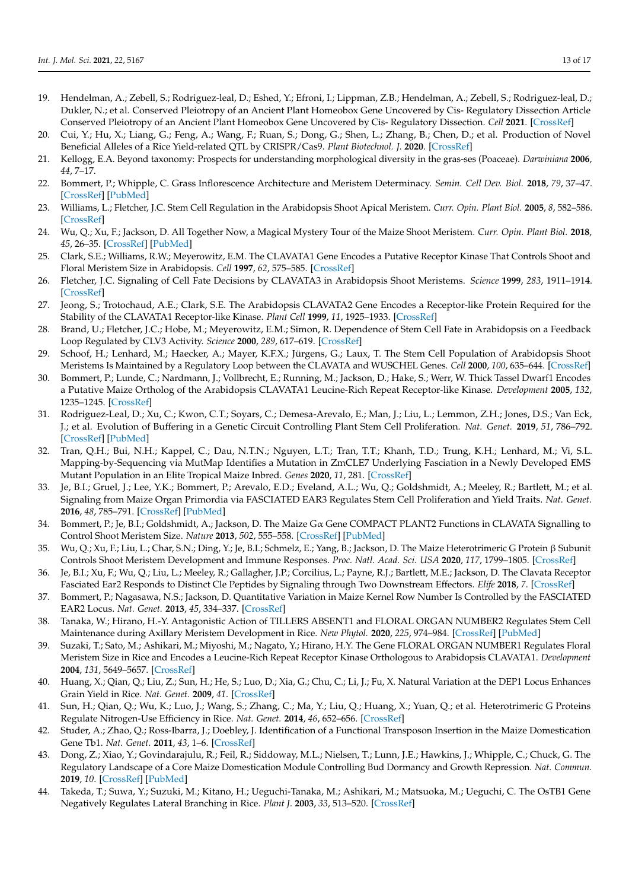19. Hendelman, A.; Zebell, S.; Rodriguez-leal, D.; Eshed, Y.; Efroni, I.; Lippman, Z.B.; Hendelman, A.; Zebell, S.; Rodriguez-leal, D.; Dukler, N.; et al. Conserved Pleiotropy of an Ancient Plant Homeobox Gene Uncovered by Cis- Regulatory Dissection Article Conserved Pleiotropy of an Ancient Plant Homeobox Gene Uncovered by Cis- Regulatory Dissection. *Cell* **2021**. [CrossRef]
20. Cui, Y.; Hu, X.; Liang, G.; Feng, A.; Wang, F.; Ruan, S.; Dong, G.; Shen, L.; Zhang, B.; Chen, D.; et al. Production of Novel Beneficial Alleles of a Rice Yield-related QTL by CRISPR/Cas9. *Plant Biotechnol. J.* **2020**. [CrossRef]
21. Kellogg, E.A. Beyond taxonomy: Prospects for understanding morphological diversity in the gras-ses (Poaceae). *Darwiniana* **2006**, *44*, 7–17.
22. Bommert, P.; Whipple, C. Grass Inflorescence Architecture and Meristem Determinacy. *Semin. Cell Dev. Biol.* **2018**, *79*, 37–47. [CrossRef] [PubMed]
23. Williams, L.; Fletcher, J.C. Stem Cell Regulation in the Arabidopsis Shoot Apical Meristem. *Curr. Opin. Plant Biol.* **2005**, *8*, 582–586. [CrossRef]
24. Wu, Q.; Xu, F.; Jackson, D. All Together Now, a Magical Mystery Tour of the Maize Shoot Meristem. *Curr. Opin. Plant Biol.* **2018**, *45*, 26–35. [CrossRef] [PubMed]
25. Clark, S.E.; Williams, R.W.; Meyerowitz, E.M. The CLAVATA1 Gene Encodes a Putative Receptor Kinase That Controls Shoot and Floral Meristem Size in Arabidopsis. *Cell* **1997**, *62*, 575–585. [CrossRef]
26. Fletcher, J.C. Signaling of Cell Fate Decisions by CLAVATA3 in Arabidopsis Shoot Meristems. *Science* **1999**, *283*, 1911–1914. [CrossRef]
27. Jeong, S.; Trotochaud, A.E.; Clark, S.E. The Arabidopsis CLAVATA2 Gene Encodes a Receptor-like Protein Required for the Stability of the CLAVATA1 Receptor-like Kinase. *Plant Cell* **1999**, *11*, 1925–1933. [CrossRef]
28. Brand, U.; Fletcher, J.C.; Hobe, M.; Meyerowitz, E.M.; Simon, R. Dependence of Stem Cell Fate in Arabidopsis on a Feedback Loop Regulated by CLV3 Activity. *Science* **2000**, *289*, 617–619. [CrossRef]
29. Schoof, H.; Lenhard, M.; Haecker, A.; Mayer, K.F.X.; Jürgens, G.; Laux, T. The Stem Cell Population of Arabidopsis Shoot Meristems Is Maintained by a Regulatory Loop between the CLAVATA and WUSCHEL Genes. *Cell* **2000**, *100*, 635–644. [CrossRef]
30. Bommert, P.; Lunde, C.; Nardmann, J.; Vollbrecht, E.; Running, M.; Jackson, D.; Hake, S.; Werr, W. Thick Tassel Dwarf1 Encodes a Putative Maize Ortholog of the Arabidopsis CLAVATA1 Leucine-Rich Repeat Receptor-like Kinase. *Development* **2005**, *132*, 1235–1245. [CrossRef]
31. Rodriguez-Leal, D.; Xu, C.; Kwon, C.T.; Soyars, C.; Demesa-Arevalo, E.; Man, J.; Liu, L.; Lemmon, Z.H.; Jones, D.S.; Van Eck, J.; et al. Evolution of Buffering in a Genetic Circuit Controlling Plant Stem Cell Proliferation. *Nat. Genet.* **2019**, *51*, 786–792. [CrossRef] [PubMed]
32. Tran, Q.H.; Bui, N.H.; Kappel, C.; Dau, N.T.N.; Nguyen, L.T.; Tran, T.T.; Khanh, T.D.; Trung, K.H.; Lenhard, M.; Vi, S.L. Mapping-by-Sequencing via MutMap Identifies a Mutation in ZmCLE7 Underlying Fasciation in a Newly Developed EMS Mutant Population in an Elite Tropical Maize Inbred. *Genes* **2020**, *11*, 281. [CrossRef]
33. Je, B.I.; Gruel, J.; Lee, Y.K.; Bommert, P.; Arevalo, E.D.; Eveland, A.L.; Wu, Q.; Goldshmidt, A.; Meeley, R.; Bartlett, M.; et al. Signaling from Maize Organ Primordia via FASCIATED EAR3 Regulates Stem Cell Proliferation and Yield Traits. *Nat. Genet.* **2016**, *48*, 785–791. [CrossRef] [PubMed]
34. Bommert, P.; Je, B.I.; Goldshmidt, A.; Jackson, D. The Maize Gα Gene COMPACT PLANT2 Functions in CLAVATA Signalling to Control Shoot Meristem Size. *Nature* **2013**, *502*, 555–558. [CrossRef] [PubMed]
35. Wu, Q.; Xu, F.; Liu, L.; Char, S.N.; Ding, Y.; Je, B.I.; Schmelz, E.; Yang, B.; Jackson, D. The Maize Heterotrimeric G Protein β Subunit Controls Shoot Meristem Development and Immune Responses. *Proc. Natl. Acad. Sci. USA* **2020**, *117*, 1799–1805. [CrossRef]
36. Je, B.I.; Xu, F.; Wu, Q.; Liu, L.; Meeley, R.; Gallagher, J.P.; Corcilius, L.; Payne, R.J.; Bartlett, M.E.; Jackson, D. The Clavata Receptor Fasciated Ear2 Responds to Distinct Cle Peptides by Signaling through Two Downstream Effectors. *Elife* **2018**, *7*. [CrossRef]
37. Bommert, P.; Nagasawa, N.S.; Jackson, D. Quantitative Variation in Maize Kernel Row Number Is Controlled by the FASCIATED EAR2 Locus. *Nat. Genet.* **2013**, *45*, 334–337. [CrossRef]
38. Tanaka, W.; Hirano, H.-Y. Antagonistic Action of TILLERS ABSENT1 and FLORAL ORGAN NUMBER2 Regulates Stem Cell Maintenance during Axillary Meristem Development in Rice. *New Phytol.* **2020**, *225*, 974–984. [CrossRef] [PubMed]
39. Suzaki, T.; Sato, M.; Ashikari, M.; Miyoshi, M.; Nagato, Y.; Hirano, H.Y. The Gene FLORAL ORGAN NUMBER1 Regulates Floral Meristem Size in Rice and Encodes a Leucine-Rich Repeat Receptor Kinase Orthologous to Arabidopsis CLAVATA1. *Development* **2004**, *131*, 5649–5657. [CrossRef]
40. Huang, X.; Qian, Q.; Liu, Z.; Sun, H.; He, S.; Luo, D.; Xia, G.; Chu, C.; Li, J.; Fu, X. Natural Variation at the DEP1 Locus Enhances Grain Yield in Rice. *Nat. Genet.* **2009**, *41*. [CrossRef]
41. Sun, H.; Qian, Q.; Wu, K.; Luo, J.; Wang, S.; Zhang, C.; Ma, Y.; Liu, Q.; Huang, X.; Yuan, Q.; et al. Heterotrimeric G Proteins Regulate Nitrogen-Use Efficiency in Rice. *Nat. Genet.* **2014**, *46*, 652–656. [CrossRef]
42. Studer, A.; Zhao, Q.; Ross-Ibarra, J.; Doebley, J. Identification of a Functional Transposon Insertion in the Maize Domestication Gene Tb1. *Nat. Genet.* **2011**, *43*, 1–6. [CrossRef]
43. Dong, Z.; Xiao, Y.; Govindarajulu, R.; Feil, R.; Siddoway, M.L.; Nielsen, T.; Lunn, J.E.; Hawkins, J.; Whipple, C.; Chuck, G. The Regulatory Landscape of a Core Maize Domestication Module Controlling Bud Dormancy and Growth Repression. *Nat. Commun.* **2019**, *10*. [CrossRef] [PubMed]
44. Takeda, T.; Suwa, Y.; Suzuki, M.; Kitano, H.; Ueguchi-Tanaka, M.; Ashikari, M.; Matsuoka, M.; Ueguchi, C. The OsTB1 Gene Negatively Regulates Lateral Branching in Rice. *Plant J.* **2003**, *33*, 513–520. [CrossRef]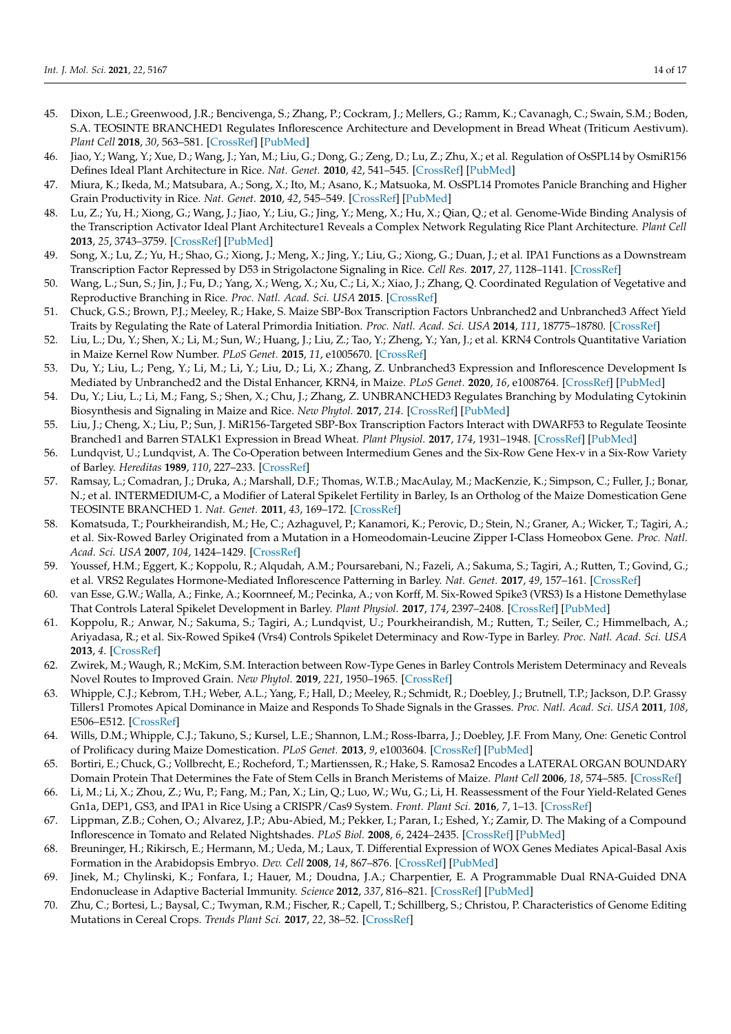45. Dixon, L.E.; Greenwood, J.R.; Bencivenga, S.; Zhang, P.; Cockram, J.; Mellers, G.; Ramm, K.; Cavanagh, C.; Swain, S.M.; Boden, S.A. TEOSINTE BRANCHED1 Regulates Inflorescence Architecture and Development in Bread Wheat (Triticum Aestivum). *Plant Cell* **2018**, *30*, 563–581. [CrossRef] [PubMed]
46. Jiao, Y.; Wang, Y.; Xue, D.; Wang, J.; Yan, M.; Liu, G.; Dong, G.; Zeng, D.; Lu, Z.; Zhu, X.; et al. Regulation of OsSPL14 by OsmiR156 Defines Ideal Plant Architecture in Rice. *Nat. Genet.* **2010**, *42*, 541–545. [CrossRef] [PubMed]
47. Miura, K.; Ikeda, M.; Matsubara, A.; Song, X.; Ito, M.; Asano, K.; Matsuoka, M. OsSPL14 Promotes Panicle Branching and Higher Grain Productivity in Rice. *Nat. Genet.* **2010**, *42*, 545–549. [CrossRef] [PubMed]
48. Lu, Z.; Yu, H.; Xiong, G.; Wang, J.; Jiao, Y.; Liu, G.; Jing, Y.; Meng, X.; Hu, X.; Qian, Q.; et al. Genome-Wide Binding Analysis of the Transcription Activator Ideal Plant Architecture1 Reveals a Complex Network Regulating Rice Plant Architecture. *Plant Cell* **2013**, *25*, 3743–3759. [CrossRef] [PubMed]
49. Song, X.; Lu, Z.; Yu, H.; Shao, G.; Xiong, J.; Meng, X.; Jing, Y.; Liu, G.; Xiong, G.; Duan, J.; et al. IPA1 Functions as a Downstream Transcription Factor Repressed by D53 in Strigolactone Signaling in Rice. *Cell Res.* **2017**, *27*, 1128–1141. [CrossRef]
50. Wang, L.; Sun, S.; Jin, J.; Fu, D.; Yang, X.; Weng, X.; Xu, C.; Li, X.; Xiao, J.; Zhang, Q. Coordinated Regulation of Vegetative and Reproductive Branching in Rice. *Proc. Natl. Acad. Sci. USA* **2015**. [CrossRef]
51. Chuck, G.S.; Brown, P.J.; Meeley, R.; Hake, S. Maize SBP-Box Transcription Factors Unbranched2 and Unbranched3 Affect Yield Traits by Regulating the Rate of Lateral Primordia Initiation. *Proc. Natl. Acad. Sci. USA* **2014**, *111*, 18775–18780. [CrossRef]
52. Liu, L.; Du, Y.; Shen, X.; Li, M.; Sun, W.; Huang, J.; Liu, Z.; Tao, Y.; Zheng, Y.; Yan, J.; et al. KRN4 Controls Quantitative Variation in Maize Kernel Row Number. *PLoS Genet.* **2015**, *11*, e1005670. [CrossRef]
53. Du, Y.; Liu, L.; Peng, Y.; Li, M.; Li, Y.; Liu, D.; Li, X.; Zhang, Z. Unbranched3 Expression and Inflorescence Development Is Mediated by Unbranched2 and the Distal Enhancer, KRN4, in Maize. *PLoS Genet.* **2020**, *16*, e1008764. [CrossRef] [PubMed]
54. Du, Y.; Liu, L.; Li, M.; Fang, S.; Shen, X.; Chu, J.; Zhang, Z. UNBRANCHED3 Regulates Branching by Modulating Cytokinin Biosynthesis and Signaling in Maize and Rice. *New Phytol.* **2017**, *214*. [CrossRef] [PubMed]
55. Liu, J.; Cheng, X.; Liu, P.; Sun, J. MiR156-Targeted SBP-Box Transcription Factors Interact with DWARF53 to Regulate Teosinte Branched1 and Barren STALK1 Expression in Bread Wheat. *Plant Physiol.* **2017**, *174*, 1931–1948. [CrossRef] [PubMed]
56. Lundqvist, U.; Lundqvist, A. The Co-Operation between Intermedium Genes and the Six-Row Gene Hex-v in a Six-Row Variety of Barley. *Hereditas* **1989**, *110*, 227–233. [CrossRef]
57. Ramsay, L.; Comadran, J.; Druka, A.; Marshall, D.F.; Thomas, W.T.B.; MacAulay, M.; MacKenzie, K.; Simpson, C.; Fuller, J.; Bonar, N.; et al. INTERMEDIUM-C, a Modifier of Lateral Spikelet Fertility in Barley, Is an Ortholog of the Maize Domestication Gene TEOSINTE BRANCHED 1. *Nat. Genet.* **2011**, *43*, 169–172. [CrossRef]
58. Komatsuda, T.; Pourkheirandish, M.; He, C.; Azhaguvel, P.; Kanamori, K.; Perovic, D.; Stein, N.; Graner, A.; Wicker, T.; Tagiri, A.; et al. Six-Rowed Barley Originated from a Mutation in a Homeodomain-Leucine Zipper I-Class Homeobox Gene. *Proc. Natl. Acad. Sci. USA* **2007**, *104*, 1424–1429. [CrossRef]
59. Youssef, H.M.; Eggert, K.; Koppolu, R.; Alqudah, A.M.; Poursarebani, N.; Fazeli, A.; Sakuma, S.; Tagiri, A.; Rutten, T.; Govind, G.; et al. VRS2 Regulates Hormone-Mediated Inflorescence Patterning in Barley. *Nat. Genet.* **2017**, *49*, 157–161. [CrossRef]
60. van Esse, G.W.; Walla, A.; Finke, A.; Koornneef, M.; Pecinka, A.; von Korff, M. Six-Rowed Spike3 (VRS3) Is a Histone Demethylase That Controls Lateral Spikelet Development in Barley. *Plant Physiol.* **2017**, *174*, 2397–2408. [CrossRef] [PubMed]
61. Koppolu, R.; Anwar, N.; Sakuma, S.; Tagiri, A.; Lundqvist, U.; Pourkheirandish, M.; Rutten, T.; Seiler, C.; Himmelbach, A.; Ariyadasa, R.; et al. Six-Rowed Spike4 (Vrs4) Controls Spikelet Determinacy and Row-Type in Barley. *Proc. Natl. Acad. Sci. USA* **2013**, *4*. [CrossRef]
62. Zwirek, M.; Waugh, R.; McKim, S.M. Interaction between Row-Type Genes in Barley Controls Meristem Determinacy and Reveals Novel Routes to Improved Grain. *New Phytol.* **2019**, *221*, 1950–1965. [CrossRef]
63. Whipple, C.J.; Kebrom, T.H.; Weber, A.L.; Yang, F.; Hall, D.; Meeley, R.; Schmidt, R.; Doebley, J.; Brutnell, T.P.; Jackson, D.P. Grassy Tillers1 Promotes Apical Dominance in Maize and Responds To Shade Signals in the Grasses. *Proc. Natl. Acad. Sci. USA* **2011**, *108*, E506–E512. [CrossRef]
64. Wills, D.M.; Whipple, C.J.; Takuno, S.; Kursel, L.E.; Shannon, L.M.; Ross-Ibarra, J.; Doebley, J.F. From Many, One: Genetic Control of Prolificacy during Maize Domestication. *PLoS Genet.* **2013**, *9*, e1003604. [CrossRef] [PubMed]
65. Bortiri, E.; Chuck, G.; Vollbrecht, E.; Rocheford, T.; Martienssen, R.; Hake, S. Ramosa2 Encodes a LATERAL ORGAN BOUNDARY Domain Protein That Determines the Fate of Stem Cells in Branch Meristems of Maize. *Plant Cell* **2006**, *18*, 574–585. [CrossRef]
66. Li, M.; Li, X.; Zhou, Z.; Wu, P.; Fang, M.; Pan, X.; Lin, Q.; Luo, W.; Wu, G.; Li, H. Reassessment of the Four Yield-Related Genes Gn1a, DEP1, GS3, and IPA1 in Rice Using a CRISPR/Cas9 System. *Front. Plant Sci.* **2016**, *7*, 1–13. [CrossRef]
67. Lippman, Z.B.; Cohen, O.; Alvarez, J.P.; Abu-Abied, M.; Pekker, I.; Paran, I.; Eshed, Y.; Zamir, D. The Making of a Compound Inflorescence in Tomato and Related Nightshades. *PLoS Biol.* **2008**, *6*, 2424–2435. [CrossRef] [PubMed]
68. Breuninger, H.; Rikirsch, E.; Hermann, M.; Ueda, M.; Laux, T. Differential Expression of WOX Genes Mediates Apical-Basal Axis Formation in the Arabidopsis Embryo. *Dev. Cell* **2008**, *14*, 867–876. [CrossRef] [PubMed]
69. Jinek, M.; Chylinski, K.; Fonfara, I.; Hauer, M.; Doudna, J.A.; Charpentier, E. A Programmable Dual RNA-Guided DNA Endonuclease in Adaptive Bacterial Immunity. *Science* **2012**, *337*, 816–821. [CrossRef] [PubMed]
70. Zhu, C.; Bortesi, L.; Baysal, C.; Twyman, R.M.; Fischer, R.; Capell, T.; Schillberg, S.; Christou, P. Characteristics of Genome Editing Mutations in Cereal Crops. *Trends Plant Sci.* **2017**, *22*, 38–52. [CrossRef]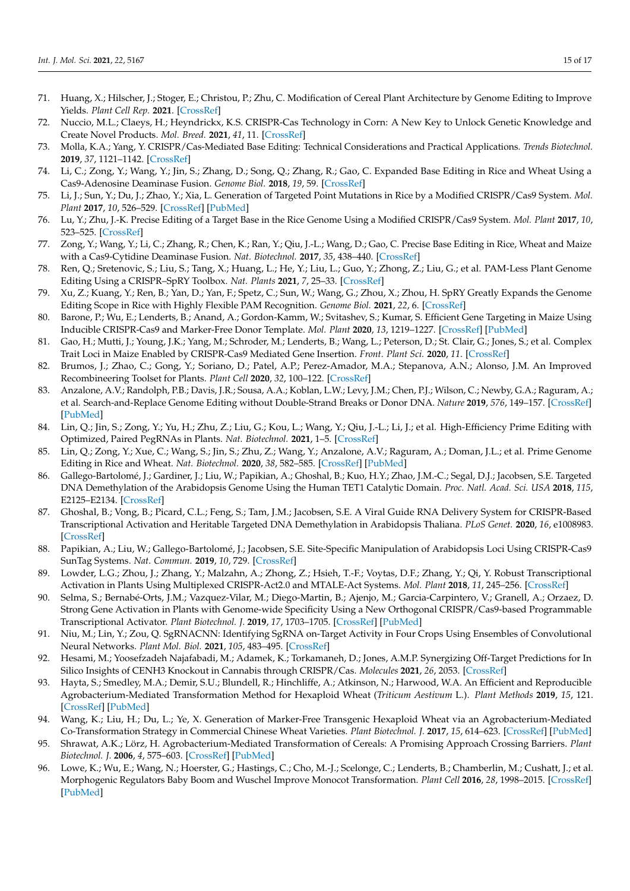71. Huang, X.; Hilscher, J.; Stoger, E.; Christou, P.; Zhu, C. Modification of Cereal Plant Architecture by Genome Editing to Improve Yields. *Plant Cell Rep.* **2021**. [CrossRef]
72. Nuccio, M.L.; Claeys, H.; Heyndrickx, K.S. CRISPR-Cas Technology in Corn: A New Key to Unlock Genetic Knowledge and Create Novel Products. *Mol. Breed.* **2021**, *41*, 11. [CrossRef]
73. Molla, K.A.; Yang, Y. CRISPR/Cas-Mediated Base Editing: Technical Considerations and Practical Applications. *Trends Biotechnol.* **2019**, *37*, 1121–1142. [CrossRef]
74. Li, C.; Zong, Y.; Wang, Y.; Jin, S.; Zhang, D.; Song, Q.; Zhang, R.; Gao, C. Expanded Base Editing in Rice and Wheat Using a Cas9-Adenosine Deaminase Fusion. *Genome Biol.* **2018**, *19*, 59. [CrossRef]
75. Li, J.; Sun, Y.; Du, J.; Zhao, Y.; Xia, L. Generation of Targeted Point Mutations in Rice by a Modified CRISPR/Cas9 System. *Mol. Plant* **2017**, *10*, 526–529. [CrossRef] [PubMed]
76. Lu, Y.; Zhu, J.-K. Precise Editing of a Target Base in the Rice Genome Using a Modified CRISPR/Cas9 System. *Mol. Plant* **2017**, *10*, 523–525. [CrossRef]
77. Zong, Y.; Wang, Y.; Li, C.; Zhang, R.; Chen, K.; Ran, Y.; Qiu, J.-L.; Wang, D.; Gao, C. Precise Base Editing in Rice, Wheat and Maize with a Cas9-Cytidine Deaminase Fusion. *Nat. Biotechnol.* **2017**, *35*, 438–440. [CrossRef]
78. Ren, Q.; Sretenovic, S.; Liu, S.; Tang, X.; Huang, L.; He, Y.; Liu, L.; Guo, Y.; Zhong, Z.; Liu, G.; et al. PAM-Less Plant Genome Editing Using a CRISPR–SpRY Toolbox. *Nat. Plants* **2021**, *7*, 25–33. [CrossRef]
79. Xu, Z.; Kuang, Y.; Ren, B.; Yan, D.; Yan, F.; Spetz, C.; Sun, W.; Wang, G.; Zhou, X.; Zhou, H. SpRY Greatly Expands the Genome Editing Scope in Rice with Highly Flexible PAM Recognition. *Genome Biol.* **2021**, *22*, 6. [CrossRef]
80. Barone, P.; Wu, E.; Lenderts, B.; Anand, A.; Gordon-Kamm, W.; Svitashev, S.; Kumar, S. Efficient Gene Targeting in Maize Using Inducible CRISPR-Cas9 and Marker-Free Donor Template. *Mol. Plant* **2020**, *13*, 1219–1227. [CrossRef] [PubMed]
81. Gao, H.; Mutti, J.; Young, J.K.; Yang, M.; Schroder, M.; Lenderts, B.; Wang, L.; Peterson, D.; St. Clair, G.; Jones, S.; et al. Complex Trait Loci in Maize Enabled by CRISPR-Cas9 Mediated Gene Insertion. *Front. Plant Sci.* **2020**, *11*. [CrossRef]
82. Brumos, J.; Zhao, C.; Gong, Y.; Soriano, D.; Patel, A.P.; Perez-Amador, M.A.; Stepanova, A.N.; Alonso, J.M. An Improved Recombineering Toolset for Plants. *Plant Cell* **2020**, *32*, 100–122. [CrossRef]
83. Anzalone, A.V.; Randolph, P.B.; Davis, J.R.; Sousa, A.A.; Koblan, L.W.; Levy, J.M.; Chen, P.J.; Wilson, C.; Newby, G.A.; Raguram, A.; et al. Search-and-Replace Genome Editing without Double-Strand Breaks or Donor DNA. *Nature* **2019**, *576*, 149–157. [CrossRef] [PubMed]
84. Lin, Q.; Jin, S.; Zong, Y.; Yu, H.; Zhu, Z.; Liu, G.; Kou, L.; Wang, Y.; Qiu, J.-L.; Li, J.; et al. High-Efficiency Prime Editing with Optimized, Paired PegRNAs in Plants. *Nat. Biotechnol.* **2021**, 1–5. [CrossRef]
85. Lin, Q.; Zong, Y.; Xue, C.; Wang, S.; Jin, S.; Zhu, Z.; Wang, Y.; Anzalone, A.V.; Raguram, A.; Doman, J.L.; et al. Prime Genome Editing in Rice and Wheat. *Nat. Biotechnol.* **2020**, *38*, 582–585. [CrossRef] [PubMed]
86. Gallego-Bartolomé, J.; Gardiner, J.; Liu, W.; Papikian, A.; Ghoshal, B.; Kuo, H.Y.; Zhao, J.M.-C.; Segal, D.J.; Jacobsen, S.E. Targeted DNA Demethylation of the Arabidopsis Genome Using the Human TET1 Catalytic Domain. *Proc. Natl. Acad. Sci. USA* **2018**, *115*, E2125–E2134. [CrossRef]
87. Ghoshal, B.; Vong, B.; Picard, C.L.; Feng, S.; Tam, J.M.; Jacobsen, S.E. A Viral Guide RNA Delivery System for CRISPR-Based Transcriptional Activation and Heritable Targeted DNA Demethylation in Arabidopsis Thaliana. *PLoS Genet.* **2020**, *16*, e1008983. [CrossRef]
88. Papikian, A.; Liu, W.; Gallego-Bartolomé, J.; Jacobsen, S.E. Site-Specific Manipulation of Arabidopsis Loci Using CRISPR-Cas9 SunTag Systems. *Nat. Commun.* **2019**, *10*, 729. [CrossRef]
89. Lowder, L.G.; Zhou, J.; Zhang, Y.; Malzahn, A.; Zhong, Z.; Hsieh, T.-F.; Voytas, D.F.; Zhang, Y.; Qi, Y. Robust Transcriptional Activation in Plants Using Multiplexed CRISPR-Act2.0 and MTALE-Act Systems. *Mol. Plant* **2018**, *11*, 245–256. [CrossRef]
90. Selma, S.; Bernabé-Orts, J.M.; Vazquez-Vilar, M.; Diego-Martin, B.; Ajenjo, M.; Garcia-Carpintero, V.; Granell, A.; Orzaez, D. Strong Gene Activation in Plants with Genome-wide Specificity Using a New Orthogonal CRISPR/Cas9-based Programmable Transcriptional Activator. *Plant Biotechnol. J.* **2019**, *17*, 1703–1705. [CrossRef] [PubMed]
91. Niu, M.; Lin, Y.; Zou, Q. SgRNACNN: Identifying SgRNA on-Target Activity in Four Crops Using Ensembles of Convolutional Neural Networks. *Plant Mol. Biol.* **2021**, *105*, 483–495. [CrossRef]
92. Hesami, M.; Yoosefzadeh Najafabadi, M.; Adamek, K.; Torkamaneh, D.; Jones, A.M.P. Synergizing Off-Target Predictions for In Silico Insights of CENH3 Knockout in Cannabis through CRISPR/Cas. *Molecules* **2021**, *26*, 2053. [CrossRef]
93. Hayta, S.; Smedley, M.A.; Demir, S.U.; Blundell, R.; Hinchliffe, A.; Atkinson, N.; Harwood, W.A. An Efficient and Reproducible Agrobacterium-Mediated Transformation Method for Hexaploid Wheat (*Triticum Aestivum* L.). *Plant Methods* **2019**, *15*, 121. [CrossRef] [PubMed]
94. Wang, K.; Liu, H.; Du, L.; Ye, X. Generation of Marker-Free Transgenic Hexaploid Wheat via an Agrobacterium-Mediated Co-Transformation Strategy in Commercial Chinese Wheat Varieties. *Plant Biotechnol. J.* **2017**, *15*, 614–623. [CrossRef] [PubMed]
95. Shrawat, A.K.; Lörz, H. Agrobacterium-Mediated Transformation of Cereals: A Promising Approach Crossing Barriers. *Plant Biotechnol. J.* **2006**, *4*, 575–603. [CrossRef] [PubMed]
96. Lowe, K.; Wu, E.; Wang, N.; Hoerster, G.; Hastings, C.; Cho, M.-J.; Scelonge, C.; Lenderts, B.; Chamberlin, M.; Cushatt, J.; et al. Morphogenic Regulators Baby Boom and Wuschel Improve Monocot Transformation. *Plant Cell* **2016**, *28*, 1998–2015. [CrossRef] [PubMed]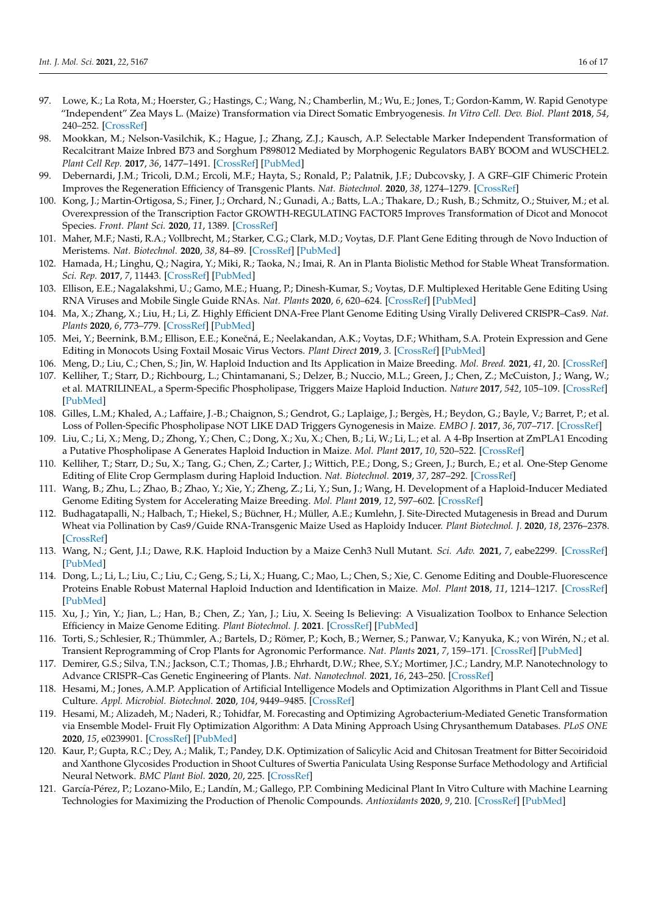97. Lowe, K.; La Rota, M.; Hoerster, G.; Hastings, C.; Wang, N.; Chamberlin, M.; Wu, E.; Jones, T.; Gordon-Kamm, W. Rapid Genotype "Independent" Zea Mays L. (Maize) Transformation via Direct Somatic Embryogenesis. *In Vitro Cell. Dev. Biol. Plant* **2018**, *54*, 240–252. [CrossRef]
98. Mookkan, M.; Nelson-Vasilchik, K.; Hague, J.; Zhang, Z.J.; Kausch, A.P. Selectable Marker Independent Transformation of Recalcitrant Maize Inbred B73 and Sorghum P898012 Mediated by Morphogenic Regulators BABY BOOM and WUSCHEL2. *Plant Cell Rep.* **2017**, *36*, 1477–1491. [CrossRef] [PubMed]
99. Debernardi, J.M.; Tricoli, D.M.; Ercoli, M.F.; Hayta, S.; Ronald, P.; Palatnik, J.F.; Dubcovsky, J. A GRF–GIF Chimeric Protein Improves the Regeneration Efficiency of Transgenic Plants. *Nat. Biotechnol.* **2020**, *38*, 1274–1279. [CrossRef]
100. Kong, J.; Martin-Ortigosa, S.; Finer, J.; Orchard, N.; Gunadi, A.; Batts, L.A.; Thakare, D.; Rush, B.; Schmitz, O.; Stuiver, M.; et al. Overexpression of the Transcription Factor GROWTH-REGULATING FACTOR5 Improves Transformation of Dicot and Monocot Species. *Front. Plant Sci.* **2020**, *11*, 1389. [CrossRef]
101. Maher, M.F.; Nasti, R.A.; Vollbrecht, M.; Starker, C.G.; Clark, M.D.; Voytas, D.F. Plant Gene Editing through de Novo Induction of Meristems. *Nat. Biotechnol.* **2020**, *38*, 84–89. [CrossRef] [PubMed]
102. Hamada, H.; Linghu, Q.; Nagira, Y.; Miki, R.; Taoka, N.; Imai, R. An in Planta Biolistic Method for Stable Wheat Transformation. *Sci. Rep.* **2017**, *7*, 11443. [CrossRef] [PubMed]
103. Ellison, E.E.; Nagalakshmi, U.; Gamo, M.E.; Huang, P.; Dinesh-Kumar, S.; Voytas, D.F. Multiplexed Heritable Gene Editing Using RNA Viruses and Mobile Single Guide RNAs. *Nat. Plants* **2020**, *6*, 620–624. [CrossRef] [PubMed]
104. Ma, X.; Zhang, X.; Liu, H.; Li, Z. Highly Efficient DNA-Free Plant Genome Editing Using Virally Delivered CRISPR–Cas9. *Nat. Plants* **2020**, *6*, 773–779. [CrossRef] [PubMed]
105. Mei, Y.; Beernink, B.M.; Ellison, E.E.; Konečná, E.; Neelakandan, A.K.; Voytas, D.F.; Whitham, S.A. Protein Expression and Gene Editing in Monocots Using Foxtail Mosaic Virus Vectors. *Plant Direct* **2019**, *3*. [CrossRef] [PubMed]
106. Meng, D.; Liu, C.; Chen, S.; Jin, W. Haploid Induction and Its Application in Maize Breeding. *Mol. Breed.* **2021**, *41*, 20. [CrossRef]
107. Kelliher, T.; Starr, D.; Richbourg, L.; Chintamanani, S.; Delzer, B.; Nuccio, M.L.; Green, J.; Chen, Z.; McCuiston, J.; Wang, W.; et al. MATRILINEAL, a Sperm-Specific Phospholipase, Triggers Maize Haploid Induction. *Nature* **2017**, *542*, 105–109. [CrossRef] [PubMed]
108. Gilles, L.M.; Khaled, A.; Laffaire, J.-B.; Chaignon, S.; Gendrot, G.; Laplaige, J.; Bergès, H.; Beydon, G.; Bayle, V.; Barret, P.; et al. Loss of Pollen-Specific Phospholipase NOT LIKE DAD Triggers Gynogenesis in Maize. *EMBO J.* **2017**, *36*, 707–717. [CrossRef]
109. Liu, C.; Li, X.; Meng, D.; Zhong, Y.; Chen, C.; Dong, X.; Xu, X.; Chen, B.; Li, W.; Li, L.; et al. A 4-Bp Insertion at ZmPLA1 Encoding a Putative Phospholipase A Generates Haploid Induction in Maize. *Mol. Plant* **2017**, *10*, 520–522. [CrossRef]
110. Kelliher, T.; Starr, D.; Su, X.; Tang, G.; Chen, Z.; Carter, J.; Wittich, P.E.; Dong, S.; Green, J.; Burch, E.; et al. One-Step Genome Editing of Elite Crop Germplasm during Haploid Induction. *Nat. Biotechnol.* **2019**, *37*, 287–292. [CrossRef]
111. Wang, B.; Zhu, L.; Zhao, B.; Zhao, Y.; Xie, Y.; Zheng, Z.; Li, Y.; Sun, J.; Wang, H. Development of a Haploid-Inducer Mediated Genome Editing System for Accelerating Maize Breeding. *Mol. Plant* **2019**, *12*, 597–602. [CrossRef]
112. Budhagatapalli, N.; Halbach, T.; Hiekel, S.; Büchner, H.; Müller, A.E.; Kumlehn, J. Site-Directed Mutagenesis in Bread and Durum Wheat via Pollination by Cas9/Guide RNA-Transgenic Maize Used as Haploidy Inducer. *Plant Biotechnol. J.* **2020**, *18*, 2376–2378. [CrossRef]
113. Wang, N.; Gent, J.I.; Dawe, R.K. Haploid Induction by a Maize Cenh3 Null Mutant. *Sci. Adv.* **2021**, *7*, eabe2299. [CrossRef] [PubMed]
114. Dong, L.; Li, L.; Liu, C.; Liu, C.; Geng, S.; Li, X.; Huang, C.; Mao, L.; Chen, S.; Xie, C. Genome Editing and Double-Fluorescence Proteins Enable Robust Maternal Haploid Induction and Identification in Maize. *Mol. Plant* **2018**, *11*, 1214–1217. [CrossRef] [PubMed]
115. Xu, J.; Yin, Y.; Jian, L.; Han, B.; Chen, Z.; Yan, J.; Liu, X. Seeing Is Believing: A Visualization Toolbox to Enhance Selection Efficiency in Maize Genome Editing. *Plant Biotechnol. J.* **2021**. [CrossRef] [PubMed]
116. Torti, S.; Schlesier, R.; Thümmler, A.; Bartels, D.; Römer, P.; Koch, B.; Werner, S.; Panwar, V.; Kanyuka, K.; von Wirén, N.; et al. Transient Reprogramming of Crop Plants for Agronomic Performance. *Nat. Plants* **2021**, *7*, 159–171. [CrossRef] [PubMed]
117. Demirer, G.S.; Silva, T.N.; Jackson, C.T.; Thomas, J.B.; Ehrhardt, D.W.; Rhee, S.Y.; Mortimer, J.C.; Landry, M.P. Nanotechnology to Advance CRISPR–Cas Genetic Engineering of Plants. *Nat. Nanotechnol.* **2021**, *16*, 243–250. [CrossRef]
118. Hesami, M.; Jones, A.M.P. Application of Artificial Intelligence Models and Optimization Algorithms in Plant Cell and Tissue Culture. *Appl. Microbiol. Biotechnol.* **2020**, *104*, 9449–9485. [CrossRef]
119. Hesami, M.; Alizadeh, M.; Naderi, R.; Tohidfar, M. Forecasting and Optimizing Agrobacterium-Mediated Genetic Transformation via Ensemble Model- Fruit Fly Optimization Algorithm: A Data Mining Approach Using Chrysanthemum Databases. *PLoS ONE* **2020**, *15*, e0239901. [CrossRef] [PubMed]
120. Kaur, P.; Gupta, R.C.; Dey, A.; Malik, T.; Pandey, D.K. Optimization of Salicylic Acid and Chitosan Treatment for Bitter Secoiridoid and Xanthone Glycosides Production in Shoot Cultures of Swertia Paniculata Using Response Surface Methodology and Artificial Neural Network. *BMC Plant Biol.* **2020**, *20*, 225. [CrossRef]
121. García-Pérez, P.; Lozano-Milo, E.; Landín, M.; Gallego, P.P. Combining Medicinal Plant In Vitro Culture with Machine Learning Technologies for Maximizing the Production of Phenolic Compounds. *Antioxidants* **2020**, *9*, 210. [CrossRef] [PubMed]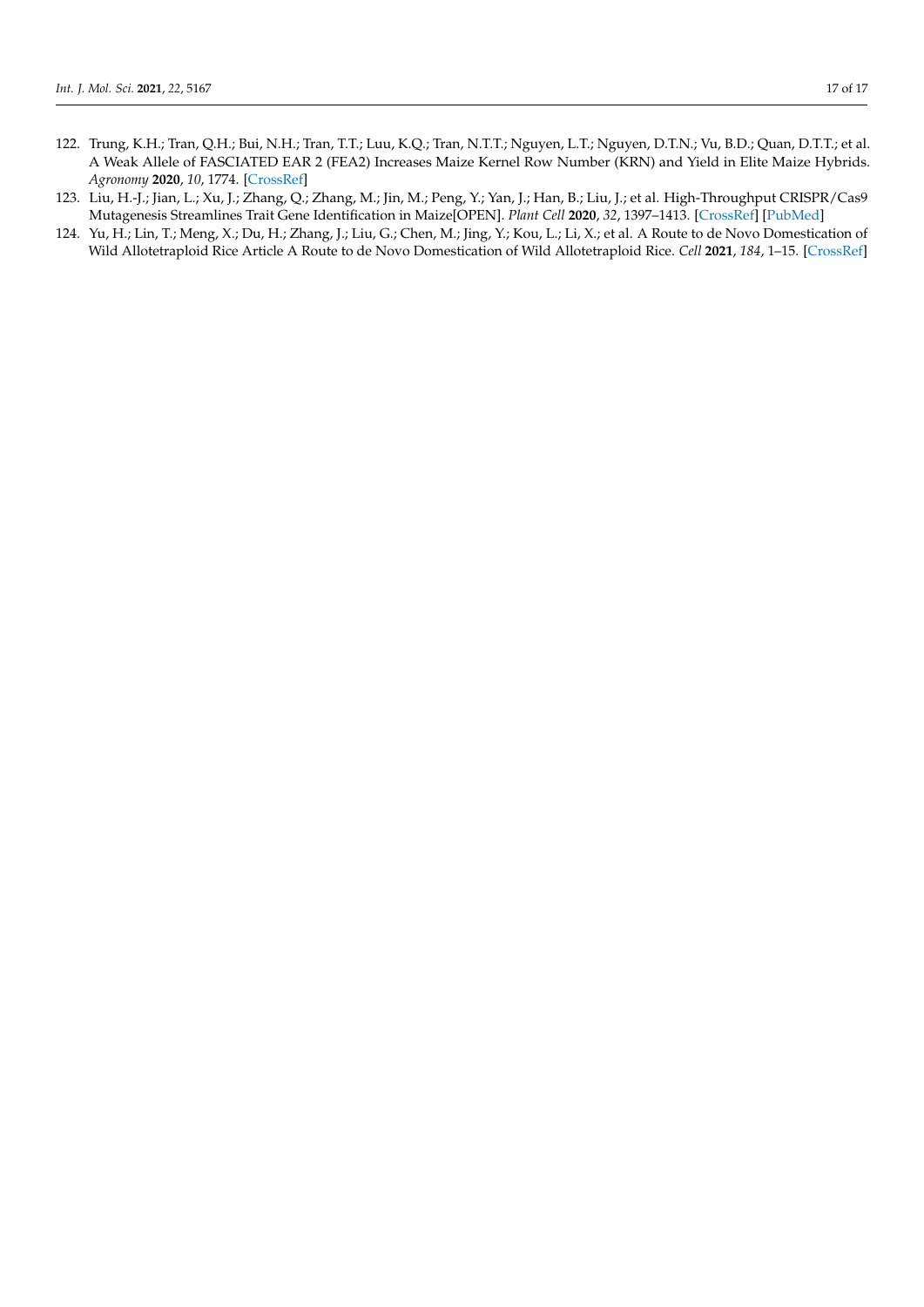122. Trung, K.H.; Tran, Q.H.; Bui, N.H.; Tran, T.T.; Luu, K.Q.; Tran, N.T.T.; Nguyen, L.T.; Nguyen, D.T.N.; Vu, B.D.; Quan, D.T.T.; et al. A Weak Allele of FASCIATED EAR 2 (FEA2) Increases Maize Kernel Row Number (KRN) and Yield in Elite Maize Hybrids. *Agronomy* **2020**, *10*, 1774. [CrossRef]
123. Liu, H.-J.; Jian, L.; Xu, J.; Zhang, Q.; Zhang, M.; Jin, M.; Peng, Y.; Yan, J.; Han, B.; Liu, J.; et al. High-Throughput CRISPR/Cas9 Mutagenesis Streamlines Trait Gene Identification in Maize[OPEN]. *Plant Cell* **2020**, *32*, 1397–1413. [CrossRef] [PubMed]
124. Yu, H.; Lin, T.; Meng, X.; Du, H.; Zhang, J.; Liu, G.; Chen, M.; Jing, Y.; Kou, L.; Li, X.; et al. A Route to de Novo Domestication of Wild Allotetraploid Rice Article A Route to de Novo Domestication of Wild Allotetraploid Rice. *Cell* **2021**, *184*, 1–15. [CrossRef]